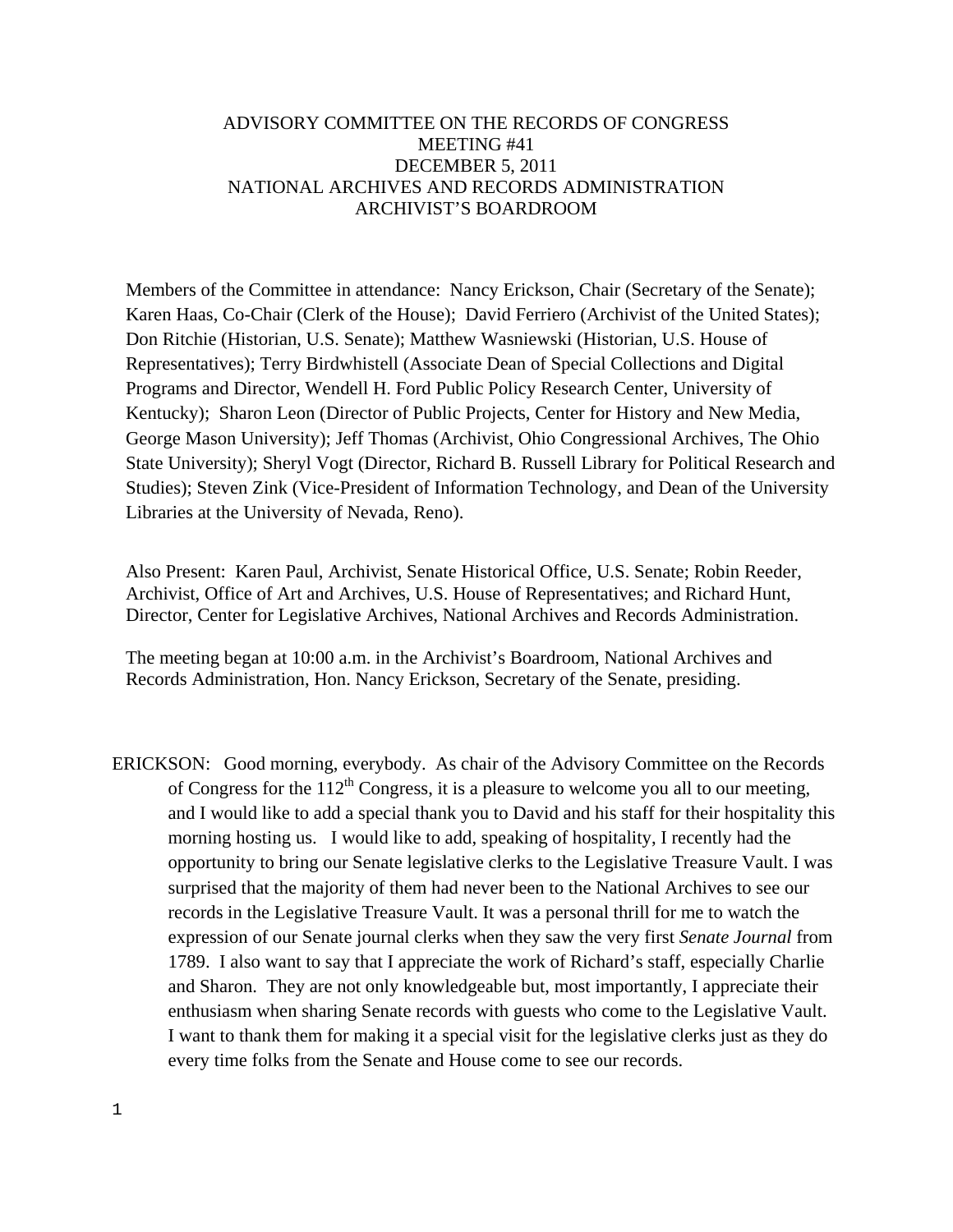# ADVISORY COMMITTEE ON THE RECORDS OF CONGRESS
## MEETING #41
## DECEMBER 5, 2011
## NATIONAL ARCHIVES AND RECORDS ADMINISTRATION
## ARCHIVIST'S BOARDROOM

Members of the Committee in attendance: Nancy Erickson, Chair (Secretary of the Senate); Karen Haas, Co-Chair (Clerk of the House); David Ferriero (Archivist of the United States); Don Ritchie (Historian, U.S. Senate); Matthew Wasniewski (Historian, U.S. House of Representatives); Terry Birdwhistell (Associate Dean of Special Collections and Digital Programs and Director, Wendell H. Ford Public Policy Research Center, University of Kentucky); Sharon Leon (Director of Public Projects, Center for History and New Media, George Mason University); Jeff Thomas (Archivist, Ohio Congressional Archives, The Ohio State University); Sheryl Vogt (Director, Richard B. Russell Library for Political Research and Studies); Steven Zink (Vice-President of Information Technology, and Dean of the University Libraries at the University of Nevada, Reno).

Also Present: Karen Paul, Archivist, Senate Historical Office, U.S. Senate; Robin Reeder, Archivist, Office of Art and Archives, U.S. House of Representatives; and Richard Hunt, Director, Center for Legislative Archives, National Archives and Records Administration.

The meeting began at 10:00 a.m. in the Archivist's Boardroom, National Archives and Records Administration, Hon. Nancy Erickson, Secretary of the Senate, presiding.

ERICKSON: Good morning, everybody. As chair of the Advisory Committee on the Records of Congress for the 112th Congress, it is a pleasure to welcome you all to our meeting, and I would like to add a special thank you to David and his staff for their hospitality this morning hosting us. I would like to add, speaking of hospitality, I recently had the opportunity to bring our Senate legislative clerks to the Legislative Treasure Vault. I was surprised that the majority of them had never been to the National Archives to see our records in the Legislative Treasure Vault. It was a personal thrill for me to watch the expression of our Senate journal clerks when they saw the very first *Senate Journal* from 1789. I also want to say that I appreciate the work of Richard's staff, especially Charlie and Sharon. They are not only knowledgeable but, most importantly, I appreciate their enthusiasm when sharing Senate records with guests who come to the Legislative Vault. I want to thank them for making it a special visit for the legislative clerks just as they do every time folks from the Senate and House come to see our records.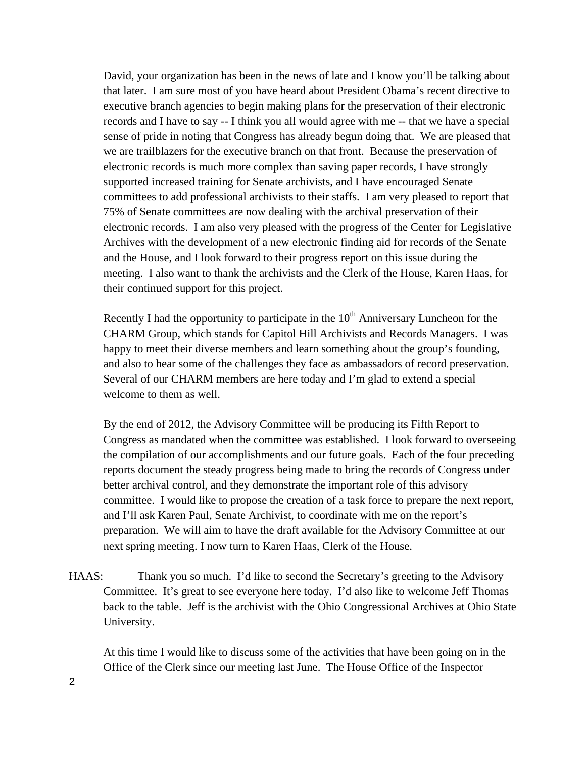David, your organization has been in the news of late and I know you'll be talking about that later. I am sure most of you have heard about President Obama's recent directive to executive branch agencies to begin making plans for the preservation of their electronic records and I have to say -- I think you all would agree with me -- that we have a special sense of pride in noting that Congress has already begun doing that. We are pleased that we are trailblazers for the executive branch on that front. Because the preservation of electronic records is much more complex than saving paper records, I have strongly supported increased training for Senate archivists, and I have encouraged Senate committees to add professional archivists to their staffs. I am very pleased to report that 75% of Senate committees are now dealing with the archival preservation of their electronic records. I am also very pleased with the progress of the Center for Legislative Archives with the development of a new electronic finding aid for records of the Senate and the House, and I look forward to their progress report on this issue during the meeting. I also want to thank the archivists and the Clerk of the House, Karen Haas, for their continued support for this project.

Recently I had the opportunity to participate in the 10th Anniversary Luncheon for the CHARM Group, which stands for Capitol Hill Archivists and Records Managers. I was happy to meet their diverse members and learn something about the group's founding, and also to hear some of the challenges they face as ambassadors of record preservation. Several of our CHARM members are here today and I'm glad to extend a special welcome to them as well.

By the end of 2012, the Advisory Committee will be producing its Fifth Report to Congress as mandated when the committee was established. I look forward to overseeing the compilation of our accomplishments and our future goals. Each of the four preceding reports document the steady progress being made to bring the records of Congress under better archival control, and they demonstrate the important role of this advisory committee. I would like to propose the creation of a task force to prepare the next report, and I'll ask Karen Paul, Senate Archivist, to coordinate with me on the report's preparation. We will aim to have the draft available for the Advisory Committee at our next spring meeting. I now turn to Karen Haas, Clerk of the House.

HAAS: Thank you so much. I'd like to second the Secretary's greeting to the Advisory Committee. It's great to see everyone here today. I'd also like to welcome Jeff Thomas back to the table. Jeff is the archivist with the Ohio Congressional Archives at Ohio State University.

At this time I would like to discuss some of the activities that have been going on in the Office of the Clerk since our meeting last June. The House Office of the Inspector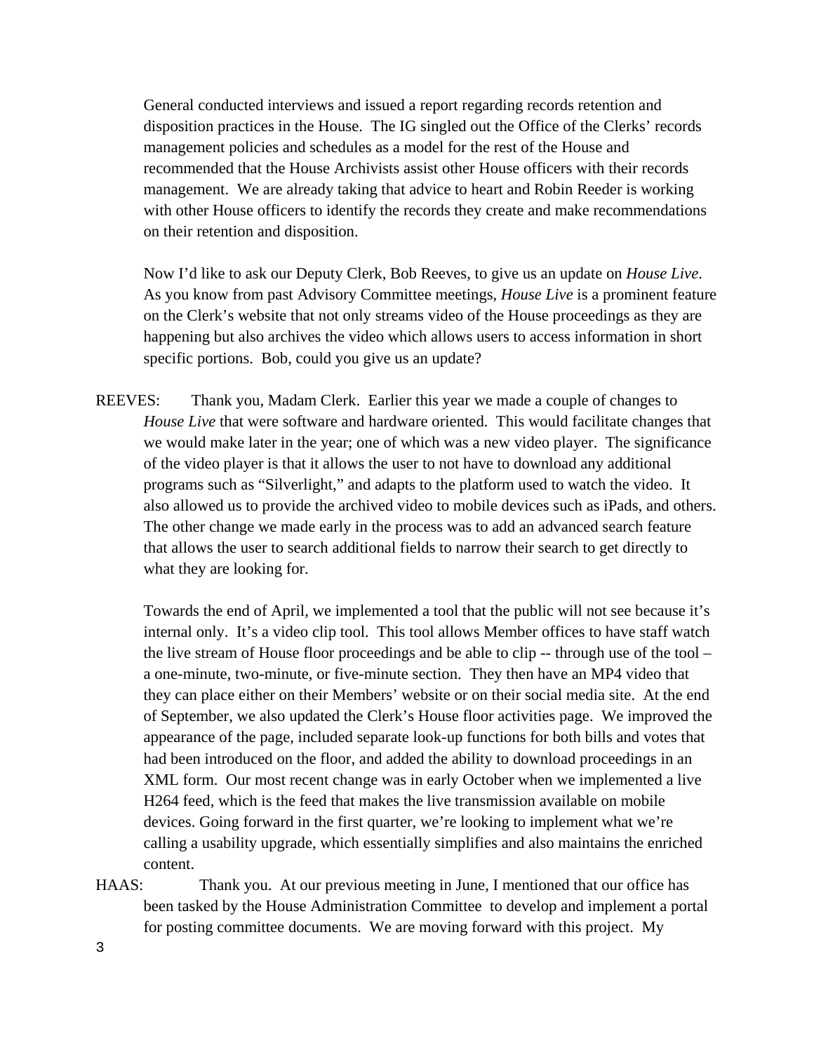General conducted interviews and issued a report regarding records retention and disposition practices in the House. The IG singled out the Office of the Clerks' records management policies and schedules as a model for the rest of the House and recommended that the House Archivists assist other House officers with their records management. We are already taking that advice to heart and Robin Reeder is working with other House officers to identify the records they create and make recommendations on their retention and disposition.

Now I'd like to ask our Deputy Clerk, Bob Reeves, to give us an update on *House Live*. As you know from past Advisory Committee meetings, *House Live* is a prominent feature on the Clerk's website that not only streams video of the House proceedings as they are happening but also archives the video which allows users to access information in short specific portions. Bob, could you give us an update?

REEVES: Thank you, Madam Clerk. Earlier this year we made a couple of changes to *House Live* that were software and hardware oriented. This would facilitate changes that we would make later in the year; one of which was a new video player. The significance of the video player is that it allows the user to not have to download any additional programs such as "Silverlight," and adapts to the platform used to watch the video. It also allowed us to provide the archived video to mobile devices such as iPads, and others. The other change we made early in the process was to add an advanced search feature that allows the user to search additional fields to narrow their search to get directly to what they are looking for.

Towards the end of April, we implemented a tool that the public will not see because it's internal only. It's a video clip tool. This tool allows Member offices to have staff watch the live stream of House floor proceedings and be able to clip -- through use of the tool – a one-minute, two-minute, or five-minute section. They then have an MP4 video that they can place either on their Members' website or on their social media site. At the end of September, we also updated the Clerk's House floor activities page. We improved the appearance of the page, included separate look-up functions for both bills and votes that had been introduced on the floor, and added the ability to download proceedings in an XML form. Our most recent change was in early October when we implemented a live H264 feed, which is the feed that makes the live transmission available on mobile devices. Going forward in the first quarter, we're looking to implement what we're calling a usability upgrade, which essentially simplifies and also maintains the enriched content.

HAAS: Thank you. At our previous meeting in June, I mentioned that our office has been tasked by the House Administration Committee to develop and implement a portal for posting committee documents. We are moving forward with this project. My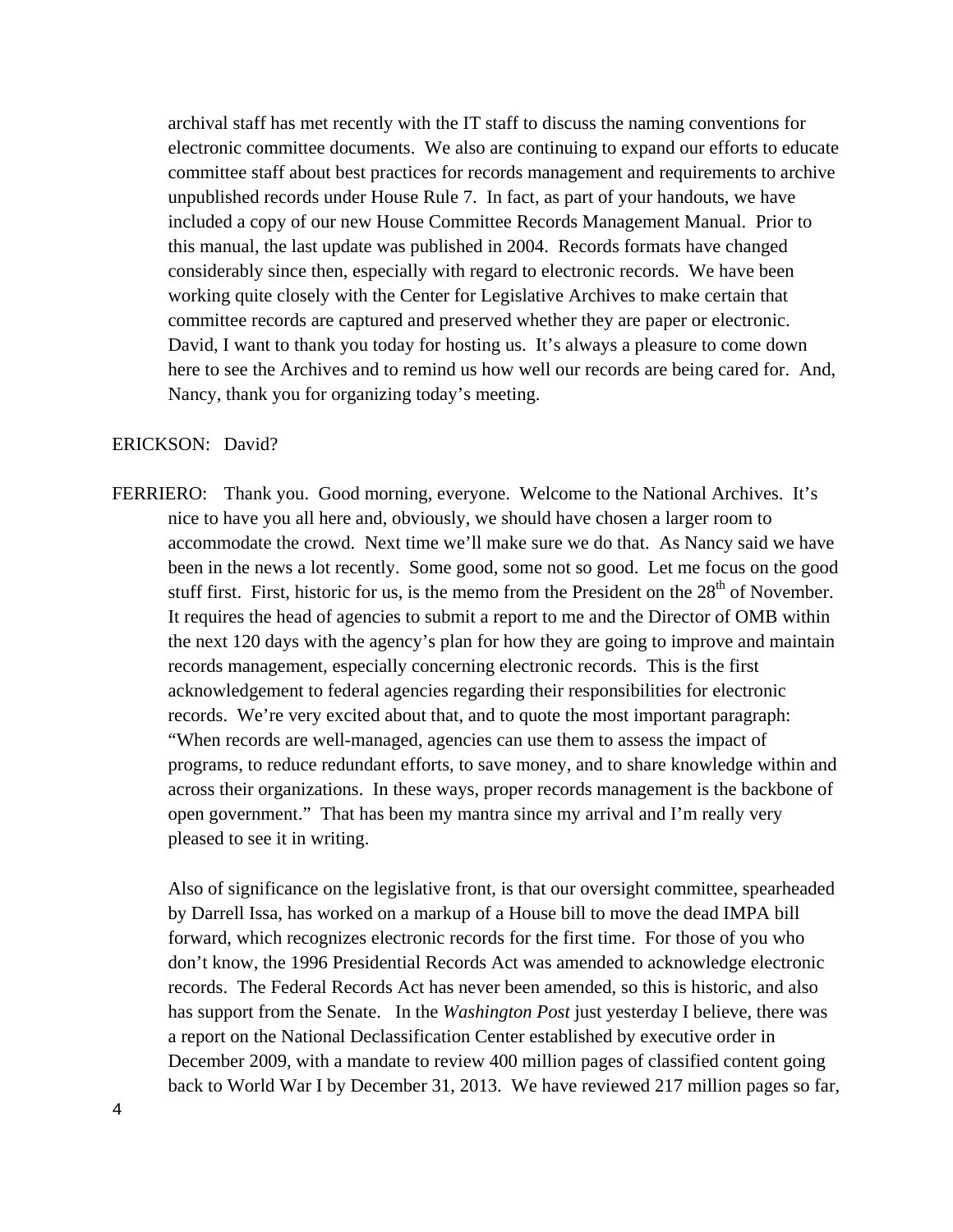archival staff has met recently with the IT staff to discuss the naming conventions for electronic committee documents. We also are continuing to expand our efforts to educate committee staff about best practices for records management and requirements to archive unpublished records under House Rule 7. In fact, as part of your handouts, we have included a copy of our new House Committee Records Management Manual. Prior to this manual, the last update was published in 2004. Records formats have changed considerably since then, especially with regard to electronic records. We have been working quite closely with the Center for Legislative Archives to make certain that committee records are captured and preserved whether they are paper or electronic. David, I want to thank you today for hosting us. It's always a pleasure to come down here to see the Archives and to remind us how well our records are being cared for. And, Nancy, thank you for organizing today's meeting.

ERICKSON: David?

FERRIERO: Thank you. Good morning, everyone. Welcome to the National Archives. It's nice to have you all here and, obviously, we should have chosen a larger room to accommodate the crowd. Next time we'll make sure we do that. As Nancy said we have been in the news a lot recently. Some good, some not so good. Let me focus on the good stuff first. First, historic for us, is the memo from the President on the 28th of November. It requires the head of agencies to submit a report to me and the Director of OMB within the next 120 days with the agency's plan for how they are going to improve and maintain records management, especially concerning electronic records. This is the first acknowledgement to federal agencies regarding their responsibilities for electronic records. We're very excited about that, and to quote the most important paragraph: "When records are well-managed, agencies can use them to assess the impact of programs, to reduce redundant efforts, to save money, and to share knowledge within and across their organizations. In these ways, proper records management is the backbone of open government." That has been my mantra since my arrival and I'm really very pleased to see it in writing.

Also of significance on the legislative front, is that our oversight committee, spearheaded by Darrell Issa, has worked on a markup of a House bill to move the dead IMPA bill forward, which recognizes electronic records for the first time. For those of you who don't know, the 1996 Presidential Records Act was amended to acknowledge electronic records. The Federal Records Act has never been amended, so this is historic, and also has support from the Senate. In the *Washington Post* just yesterday I believe, there was a report on the National Declassification Center established by executive order in December 2009, with a mandate to review 400 million pages of classified content going back to World War I by December 31, 2013. We have reviewed 217 million pages so far,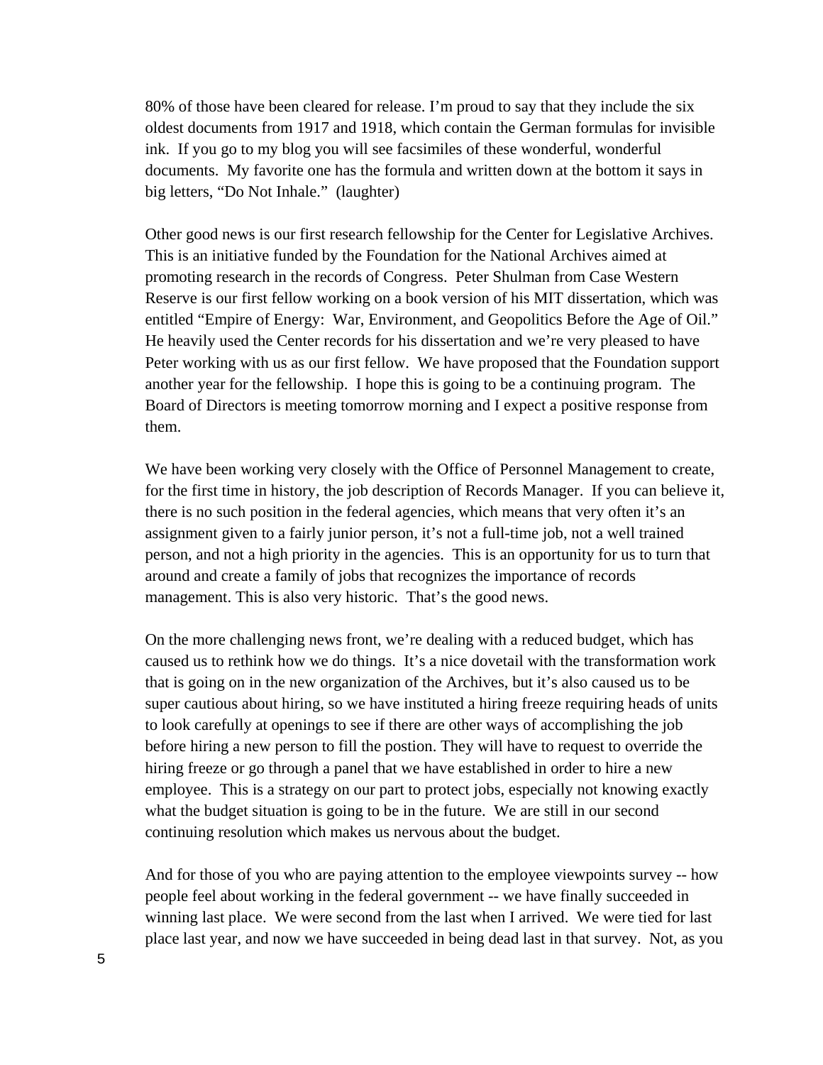80% of those have been cleared for release. I'm proud to say that they include the six oldest documents from 1917 and 1918, which contain the German formulas for invisible ink. If you go to my blog you will see facsimiles of these wonderful, wonderful documents. My favorite one has the formula and written down at the bottom it says in big letters, "Do Not Inhale." (laughter)

Other good news is our first research fellowship for the Center for Legislative Archives. This is an initiative funded by the Foundation for the National Archives aimed at promoting research in the records of Congress. Peter Shulman from Case Western Reserve is our first fellow working on a book version of his MIT dissertation, which was entitled "Empire of Energy: War, Environment, and Geopolitics Before the Age of Oil." He heavily used the Center records for his dissertation and we're very pleased to have Peter working with us as our first fellow. We have proposed that the Foundation support another year for the fellowship. I hope this is going to be a continuing program. The Board of Directors is meeting tomorrow morning and I expect a positive response from them.

We have been working very closely with the Office of Personnel Management to create, for the first time in history, the job description of Records Manager. If you can believe it, there is no such position in the federal agencies, which means that very often it's an assignment given to a fairly junior person, it's not a full-time job, not a well trained person, and not a high priority in the agencies. This is an opportunity for us to turn that around and create a family of jobs that recognizes the importance of records management. This is also very historic. That's the good news.

On the more challenging news front, we're dealing with a reduced budget, which has caused us to rethink how we do things. It's a nice dovetail with the transformation work that is going on in the new organization of the Archives, but it's also caused us to be super cautious about hiring, so we have instituted a hiring freeze requiring heads of units to look carefully at openings to see if there are other ways of accomplishing the job before hiring a new person to fill the postion. They will have to request to override the hiring freeze or go through a panel that we have established in order to hire a new employee. This is a strategy on our part to protect jobs, especially not knowing exactly what the budget situation is going to be in the future. We are still in our second continuing resolution which makes us nervous about the budget.

And for those of you who are paying attention to the employee viewpoints survey -- how people feel about working in the federal government -- we have finally succeeded in winning last place. We were second from the last when I arrived. We were tied for last place last year, and now we have succeeded in being dead last in that survey. Not, as you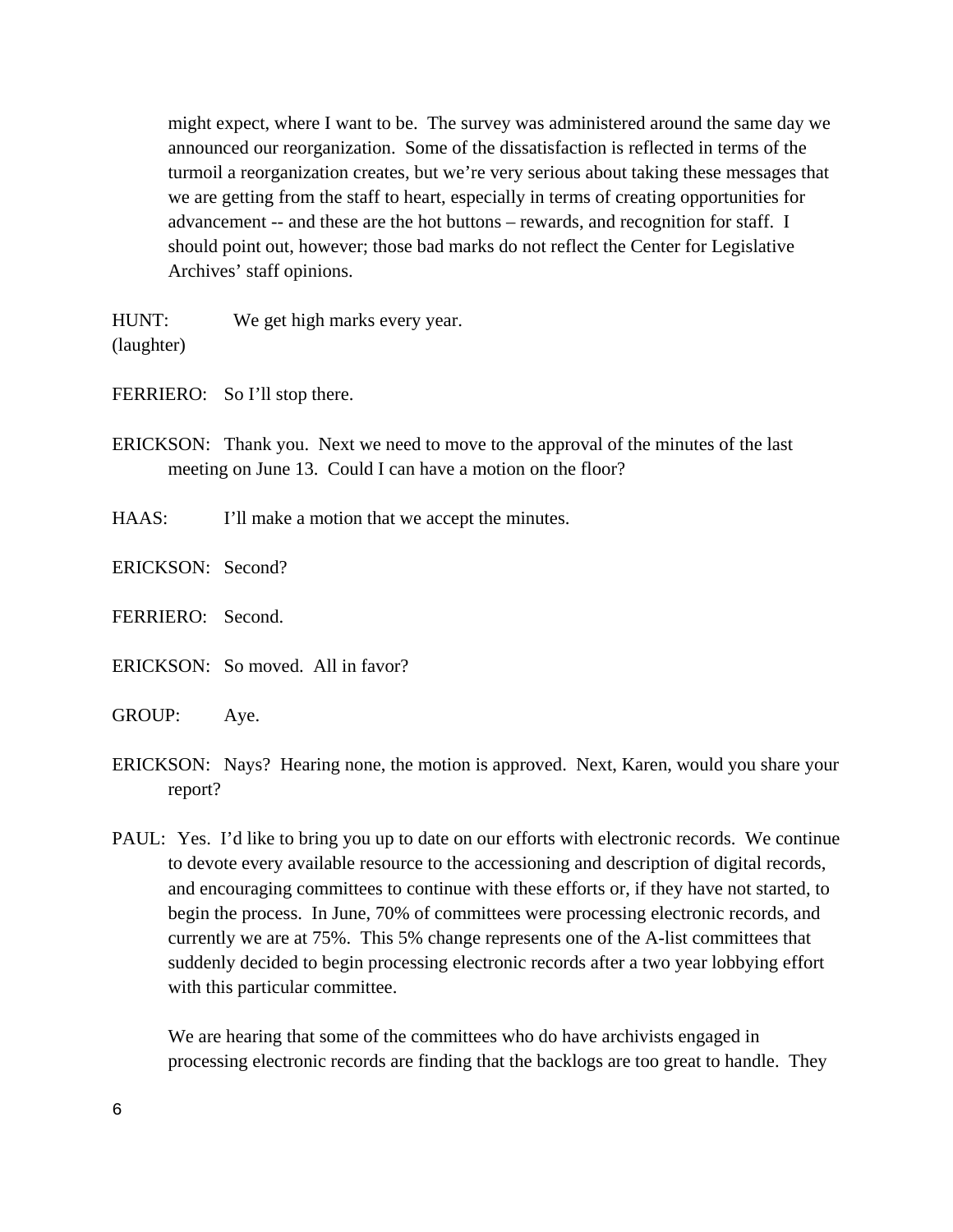might expect, where I want to be. The survey was administered around the same day we announced our reorganization. Some of the dissatisfaction is reflected in terms of the turmoil a reorganization creates, but we're very serious about taking these messages that we are getting from the staff to heart, especially in terms of creating opportunities for advancement -- and these are the hot buttons – rewards, and recognition for staff. I should point out, however; those bad marks do not reflect the Center for Legislative Archives' staff opinions.

HUNT: We get high marks every year.
(laughter)

FERRIERO: So I'll stop there.

ERICKSON: Thank you. Next we need to move to the approval of the minutes of the last meeting on June 13. Could I can have a motion on the floor?

HAAS: I'll make a motion that we accept the minutes.

ERICKSON: Second?

FERRIERO: Second.

ERICKSON: So moved. All in favor?

GROUP: Aye.

ERICKSON: Nays? Hearing none, the motion is approved. Next, Karen, would you share your report?

PAUL: Yes. I'd like to bring you up to date on our efforts with electronic records. We continue to devote every available resource to the accessioning and description of digital records, and encouraging committees to continue with these efforts or, if they have not started, to begin the process. In June, 70% of committees were processing electronic records, and currently we are at 75%. This 5% change represents one of the A-list committees that suddenly decided to begin processing electronic records after a two year lobbying effort with this particular committee.

We are hearing that some of the committees who do have archivists engaged in processing electronic records are finding that the backlogs are too great to handle. They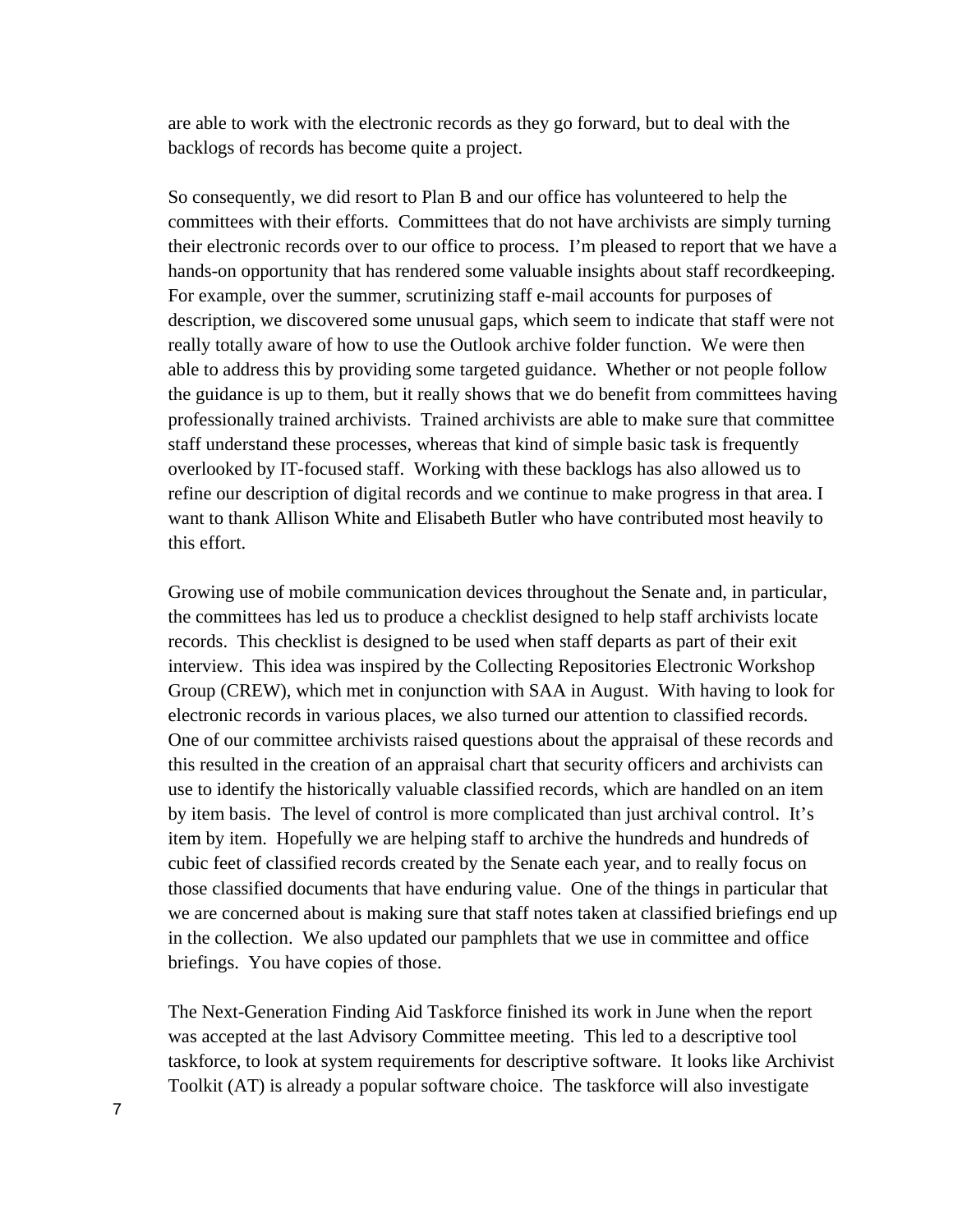are able to work with the electronic records as they go forward, but to deal with the backlogs of records has become quite a project.

So consequently, we did resort to Plan B and our office has volunteered to help the committees with their efforts. Committees that do not have archivists are simply turning their electronic records over to our office to process. I'm pleased to report that we have a hands-on opportunity that has rendered some valuable insights about staff recordkeeping. For example, over the summer, scrutinizing staff e-mail accounts for purposes of description, we discovered some unusual gaps, which seem to indicate that staff were not really totally aware of how to use the Outlook archive folder function. We were then able to address this by providing some targeted guidance. Whether or not people follow the guidance is up to them, but it really shows that we do benefit from committees having professionally trained archivists. Trained archivists are able to make sure that committee staff understand these processes, whereas that kind of simple basic task is frequently overlooked by IT-focused staff. Working with these backlogs has also allowed us to refine our description of digital records and we continue to make progress in that area. I want to thank Allison White and Elisabeth Butler who have contributed most heavily to this effort.

Growing use of mobile communication devices throughout the Senate and, in particular, the committees has led us to produce a checklist designed to help staff archivists locate records. This checklist is designed to be used when staff departs as part of their exit interview. This idea was inspired by the Collecting Repositories Electronic Workshop Group (CREW), which met in conjunction with SAA in August. With having to look for electronic records in various places, we also turned our attention to classified records. One of our committee archivists raised questions about the appraisal of these records and this resulted in the creation of an appraisal chart that security officers and archivists can use to identify the historically valuable classified records, which are handled on an item by item basis. The level of control is more complicated than just archival control. It's item by item. Hopefully we are helping staff to archive the hundreds and hundreds of cubic feet of classified records created by the Senate each year, and to really focus on those classified documents that have enduring value. One of the things in particular that we are concerned about is making sure that staff notes taken at classified briefings end up in the collection. We also updated our pamphlets that we use in committee and office briefings. You have copies of those.

The Next-Generation Finding Aid Taskforce finished its work in June when the report was accepted at the last Advisory Committee meeting. This led to a descriptive tool taskforce, to look at system requirements for descriptive software. It looks like Archivist Toolkit (AT) is already a popular software choice. The taskforce will also investigate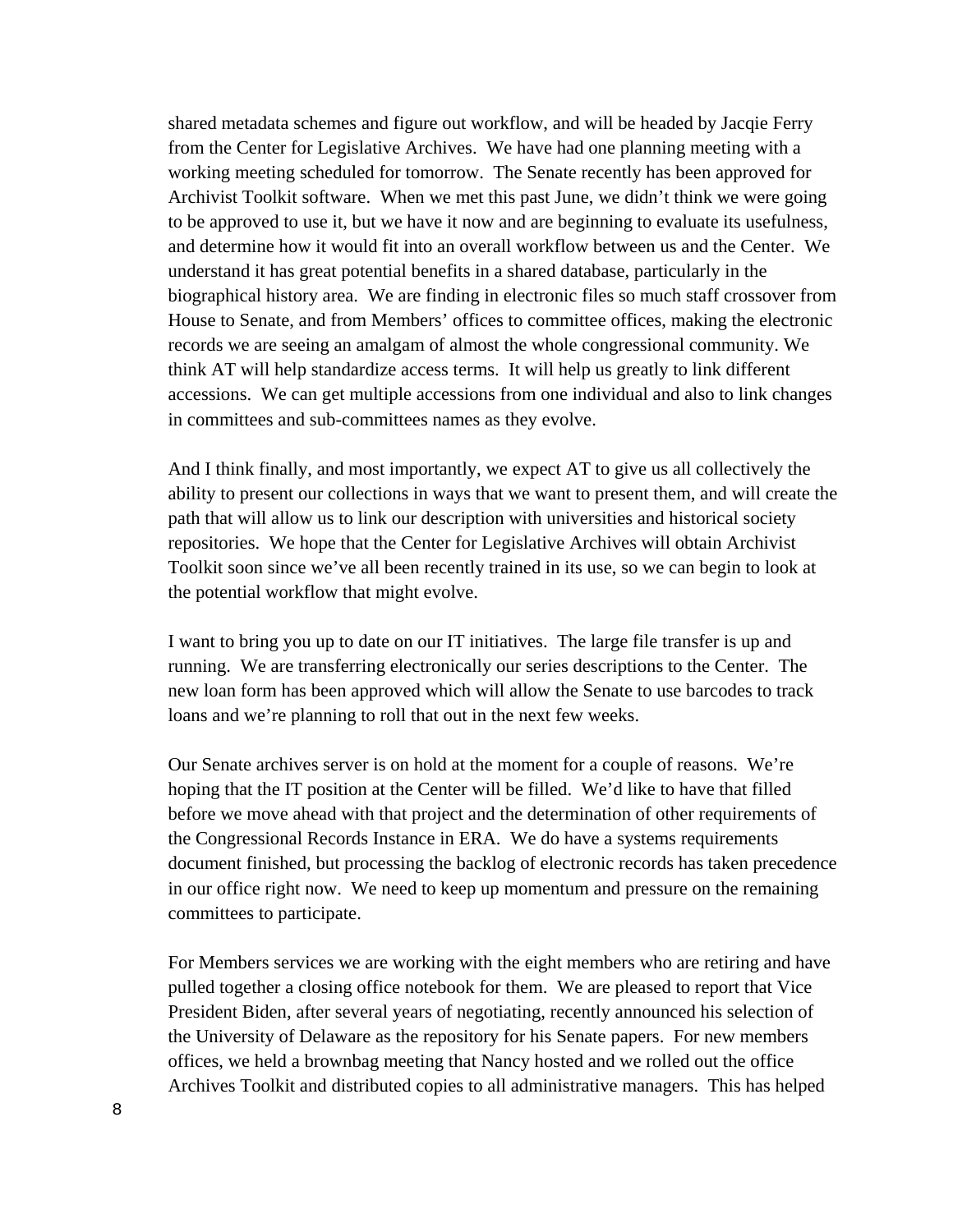shared metadata schemes and figure out workflow, and will be headed by Jacqie Ferry from the Center for Legislative Archives. We have had one planning meeting with a working meeting scheduled for tomorrow. The Senate recently has been approved for Archivist Toolkit software. When we met this past June, we didn't think we were going to be approved to use it, but we have it now and are beginning to evaluate its usefulness, and determine how it would fit into an overall workflow between us and the Center. We understand it has great potential benefits in a shared database, particularly in the biographical history area. We are finding in electronic files so much staff crossover from House to Senate, and from Members' offices to committee offices, making the electronic records we are seeing an amalgam of almost the whole congressional community. We think AT will help standardize access terms. It will help us greatly to link different accessions. We can get multiple accessions from one individual and also to link changes in committees and sub-committees names as they evolve.

And I think finally, and most importantly, we expect AT to give us all collectively the ability to present our collections in ways that we want to present them, and will create the path that will allow us to link our description with universities and historical society repositories. We hope that the Center for Legislative Archives will obtain Archivist Toolkit soon since we've all been recently trained in its use, so we can begin to look at the potential workflow that might evolve.

I want to bring you up to date on our IT initiatives. The large file transfer is up and running. We are transferring electronically our series descriptions to the Center. The new loan form has been approved which will allow the Senate to use barcodes to track loans and we're planning to roll that out in the next few weeks.

Our Senate archives server is on hold at the moment for a couple of reasons. We're hoping that the IT position at the Center will be filled. We'd like to have that filled before we move ahead with that project and the determination of other requirements of the Congressional Records Instance in ERA. We do have a systems requirements document finished, but processing the backlog of electronic records has taken precedence in our office right now. We need to keep up momentum and pressure on the remaining committees to participate.

For Members services we are working with the eight members who are retiring and have pulled together a closing office notebook for them. We are pleased to report that Vice President Biden, after several years of negotiating, recently announced his selection of the University of Delaware as the repository for his Senate papers. For new members offices, we held a brownbag meeting that Nancy hosted and we rolled out the office Archives Toolkit and distributed copies to all administrative managers. This has helped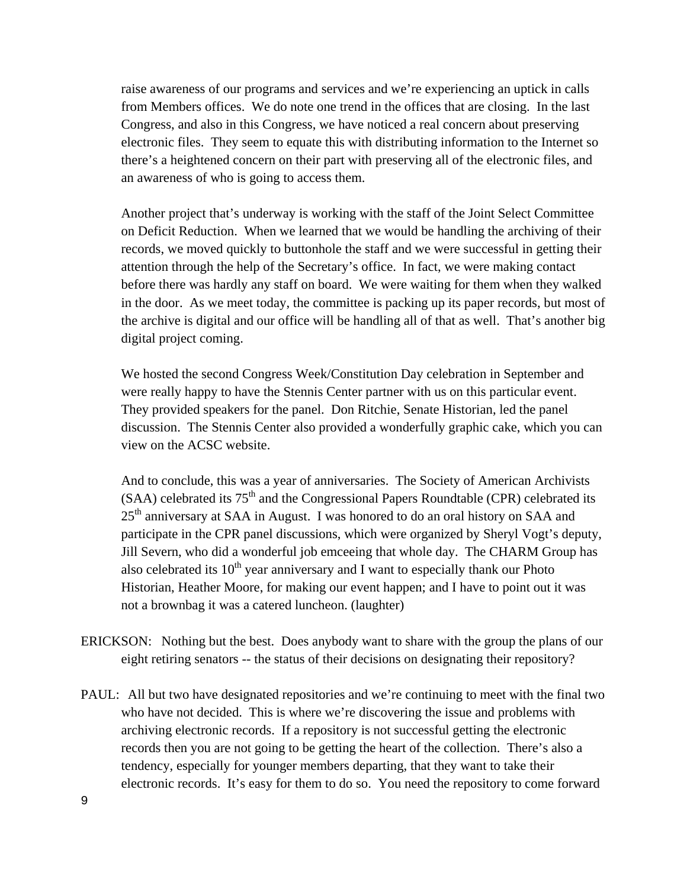raise awareness of our programs and services and we're experiencing an uptick in calls from Members offices. We do note one trend in the offices that are closing. In the last Congress, and also in this Congress, we have noticed a real concern about preserving electronic files. They seem to equate this with distributing information to the Internet so there's a heightened concern on their part with preserving all of the electronic files, and an awareness of who is going to access them.

Another project that's underway is working with the staff of the Joint Select Committee on Deficit Reduction. When we learned that we would be handling the archiving of their records, we moved quickly to buttonhole the staff and we were successful in getting their attention through the help of the Secretary's office. In fact, we were making contact before there was hardly any staff on board. We were waiting for them when they walked in the door. As we meet today, the committee is packing up its paper records, but most of the archive is digital and our office will be handling all of that as well. That's another big digital project coming.

We hosted the second Congress Week/Constitution Day celebration in September and were really happy to have the Stennis Center partner with us on this particular event. They provided speakers for the panel. Don Ritchie, Senate Historian, led the panel discussion. The Stennis Center also provided a wonderfully graphic cake, which you can view on the ACSC website.

And to conclude, this was a year of anniversaries. The Society of American Archivists (SAA) celebrated its 75th and the Congressional Papers Roundtable (CPR) celebrated its 25th anniversary at SAA in August. I was honored to do an oral history on SAA and participate in the CPR panel discussions, which were organized by Sheryl Vogt's deputy, Jill Severn, who did a wonderful job emceeing that whole day. The CHARM Group has also celebrated its 10th year anniversary and I want to especially thank our Photo Historian, Heather Moore, for making our event happen; and I have to point out it was not a brownbag it was a catered luncheon. (laughter)

ERICKSON: Nothing but the best. Does anybody want to share with the group the plans of our eight retiring senators -- the status of their decisions on designating their repository?

PAUL: All but two have designated repositories and we're continuing to meet with the final two who have not decided. This is where we're discovering the issue and problems with archiving electronic records. If a repository is not successful getting the electronic records then you are not going to be getting the heart of the collection. There's also a tendency, especially for younger members departing, that they want to take their electronic records. It's easy for them to do so. You need the repository to come forward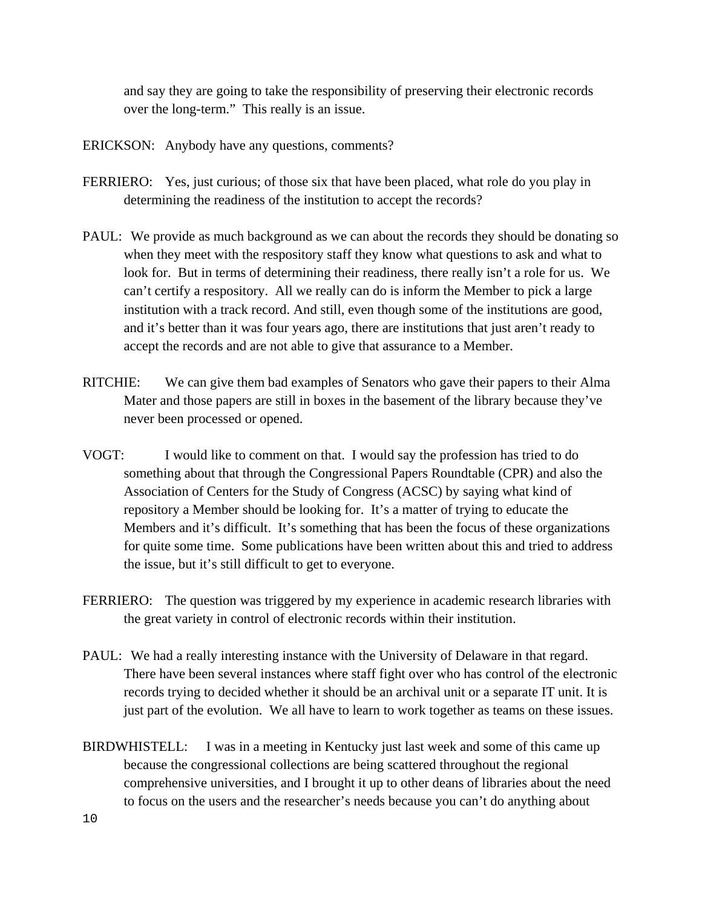and say they are going to take the responsibility of preserving their electronic records over the long-term." This really is an issue.

ERICKSON: Anybody have any questions, comments?

FERRIERO: Yes, just curious; of those six that have been placed, what role do you play in determining the readiness of the institution to accept the records?

PAUL: We provide as much background as we can about the records they should be donating so when they meet with the respository staff they know what questions to ask and what to look for. But in terms of determining their readiness, there really isn't a role for us. We can't certify a respository. All we really can do is inform the Member to pick a large institution with a track record. And still, even though some of the institutions are good, and it's better than it was four years ago, there are institutions that just aren't ready to accept the records and are not able to give that assurance to a Member.

RITCHIE: We can give them bad examples of Senators who gave their papers to their Alma Mater and those papers are still in boxes in the basement of the library because they've never been processed or opened.

VOGT: I would like to comment on that. I would say the profession has tried to do something about that through the Congressional Papers Roundtable (CPR) and also the Association of Centers for the Study of Congress (ACSC) by saying what kind of repository a Member should be looking for. It's a matter of trying to educate the Members and it's difficult. It's something that has been the focus of these organizations for quite some time. Some publications have been written about this and tried to address the issue, but it's still difficult to get to everyone.

FERRIERO: The question was triggered by my experience in academic research libraries with the great variety in control of electronic records within their institution.

PAUL: We had a really interesting instance with the University of Delaware in that regard. There have been several instances where staff fight over who has control of the electronic records trying to decided whether it should be an archival unit or a separate IT unit. It is just part of the evolution. We all have to learn to work together as teams on these issues.

BIRDWHISTELL: I was in a meeting in Kentucky just last week and some of this came up because the congressional collections are being scattered throughout the regional comprehensive universities, and I brought it up to other deans of libraries about the need to focus on the users and the researcher's needs because you can't do anything about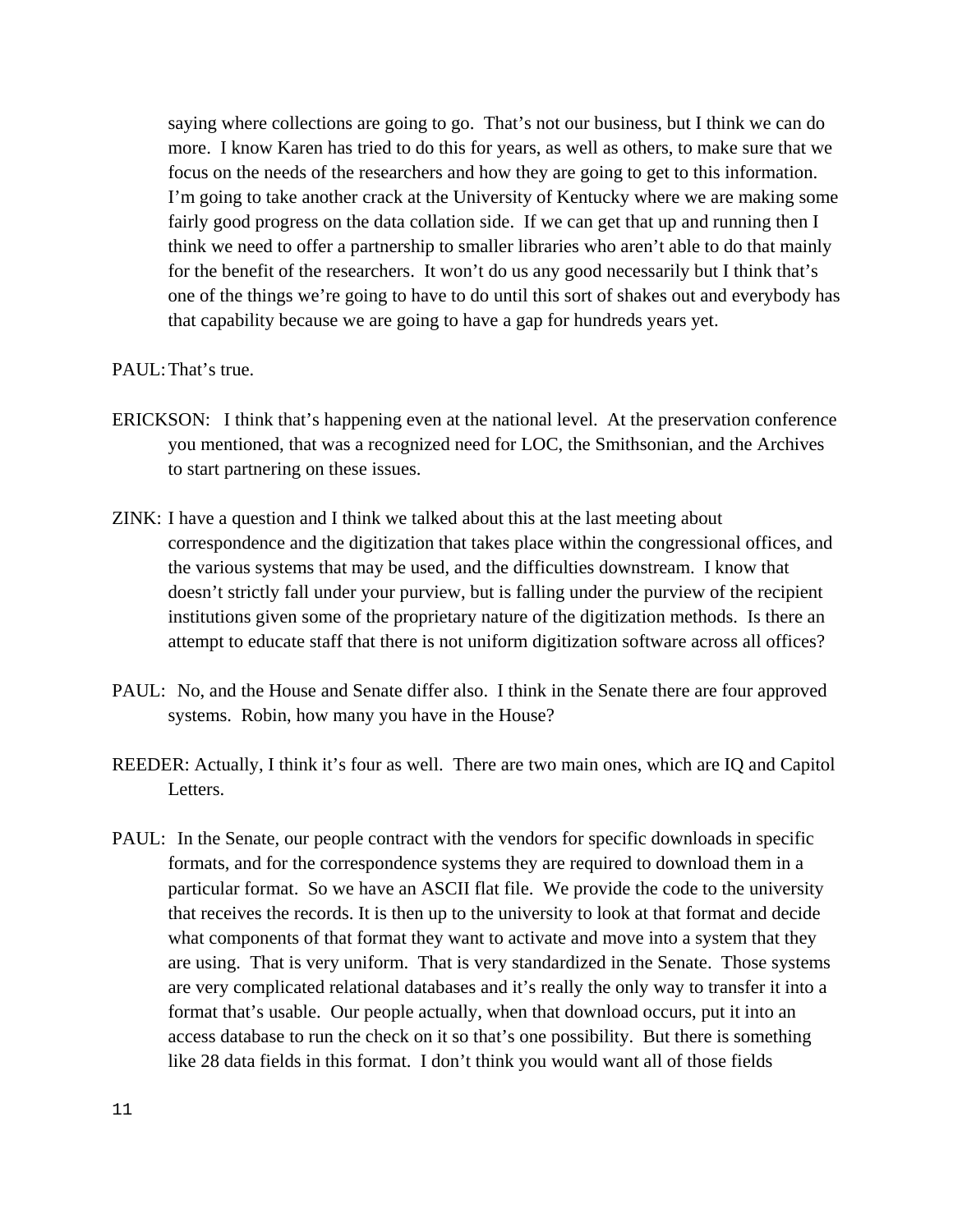saying where collections are going to go. That's not our business, but I think we can do more. I know Karen has tried to do this for years, as well as others, to make sure that we focus on the needs of the researchers and how they are going to get to this information. I'm going to take another crack at the University of Kentucky where we are making some fairly good progress on the data collation side. If we can get that up and running then I think we need to offer a partnership to smaller libraries who aren't able to do that mainly for the benefit of the researchers. It won't do us any good necessarily but I think that's one of the things we're going to have to do until this sort of shakes out and everybody has that capability because we are going to have a gap for hundreds years yet.

PAUL: That's true.

ERICKSON: I think that's happening even at the national level. At the preservation conference you mentioned, that was a recognized need for LOC, the Smithsonian, and the Archives to start partnering on these issues.

ZINK: I have a question and I think we talked about this at the last meeting about correspondence and the digitization that takes place within the congressional offices, and the various systems that may be used, and the difficulties downstream. I know that doesn't strictly fall under your purview, but is falling under the purview of the recipient institutions given some of the proprietary nature of the digitization methods. Is there an attempt to educate staff that there is not uniform digitization software across all offices?

PAUL: No, and the House and Senate differ also. I think in the Senate there are four approved systems. Robin, how many you have in the House?

REEDER: Actually, I think it's four as well. There are two main ones, which are IQ and Capitol Letters.

PAUL: In the Senate, our people contract with the vendors for specific downloads in specific formats, and for the correspondence systems they are required to download them in a particular format. So we have an ASCII flat file. We provide the code to the university that receives the records. It is then up to the university to look at that format and decide what components of that format they want to activate and move into a system that they are using. That is very uniform. That is very standardized in the Senate. Those systems are very complicated relational databases and it's really the only way to transfer it into a format that's usable. Our people actually, when that download occurs, put it into an access database to run the check on it so that's one possibility. But there is something like 28 data fields in this format. I don't think you would want all of those fields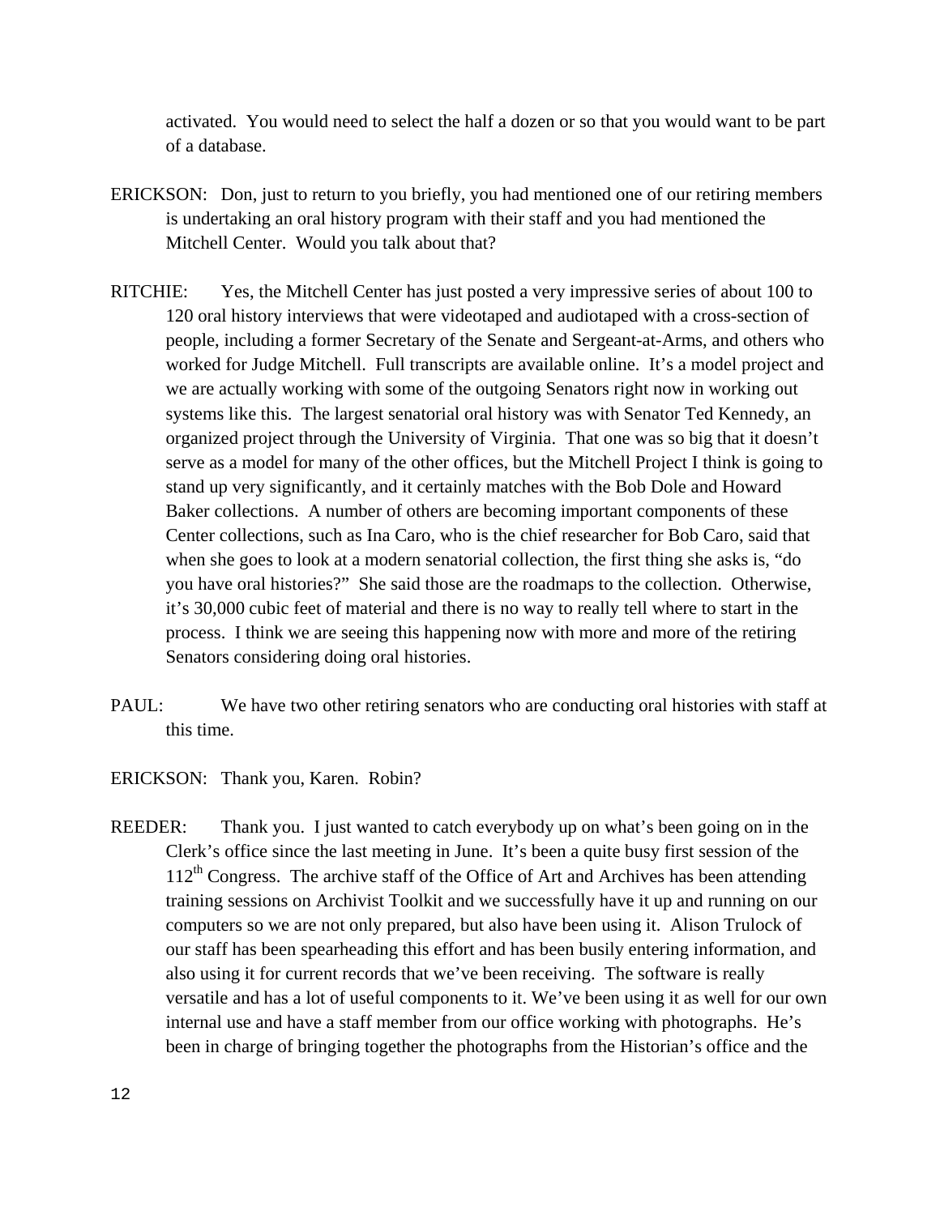activated. You would need to select the half a dozen or so that you would want to be part of a database.

ERICKSON: Don, just to return to you briefly, you had mentioned one of our retiring members is undertaking an oral history program with their staff and you had mentioned the Mitchell Center. Would you talk about that?

RITCHIE: Yes, the Mitchell Center has just posted a very impressive series of about 100 to 120 oral history interviews that were videotaped and audiotaped with a cross-section of people, including a former Secretary of the Senate and Sergeant-at-Arms, and others who worked for Judge Mitchell. Full transcripts are available online. It's a model project and we are actually working with some of the outgoing Senators right now in working out systems like this. The largest senatorial oral history was with Senator Ted Kennedy, an organized project through the University of Virginia. That one was so big that it doesn't serve as a model for many of the other offices, but the Mitchell Project I think is going to stand up very significantly, and it certainly matches with the Bob Dole and Howard Baker collections. A number of others are becoming important components of these Center collections, such as Ina Caro, who is the chief researcher for Bob Caro, said that when she goes to look at a modern senatorial collection, the first thing she asks is, "do you have oral histories?" She said those are the roadmaps to the collection. Otherwise, it's 30,000 cubic feet of material and there is no way to really tell where to start in the process. I think we are seeing this happening now with more and more of the retiring Senators considering doing oral histories.

PAUL: We have two other retiring senators who are conducting oral histories with staff at this time.

ERICKSON: Thank you, Karen. Robin?

REEDER: Thank you. I just wanted to catch everybody up on what's been going on in the Clerk's office since the last meeting in June. It's been a quite busy first session of the 112th Congress. The archive staff of the Office of Art and Archives has been attending training sessions on Archivist Toolkit and we successfully have it up and running on our computers so we are not only prepared, but also have been using it. Alison Trulock of our staff has been spearheading this effort and has been busily entering information, and also using it for current records that we've been receiving. The software is really versatile and has a lot of useful components to it. We've been using it as well for our own internal use and have a staff member from our office working with photographs. He's been in charge of bringing together the photographs from the Historian's office and the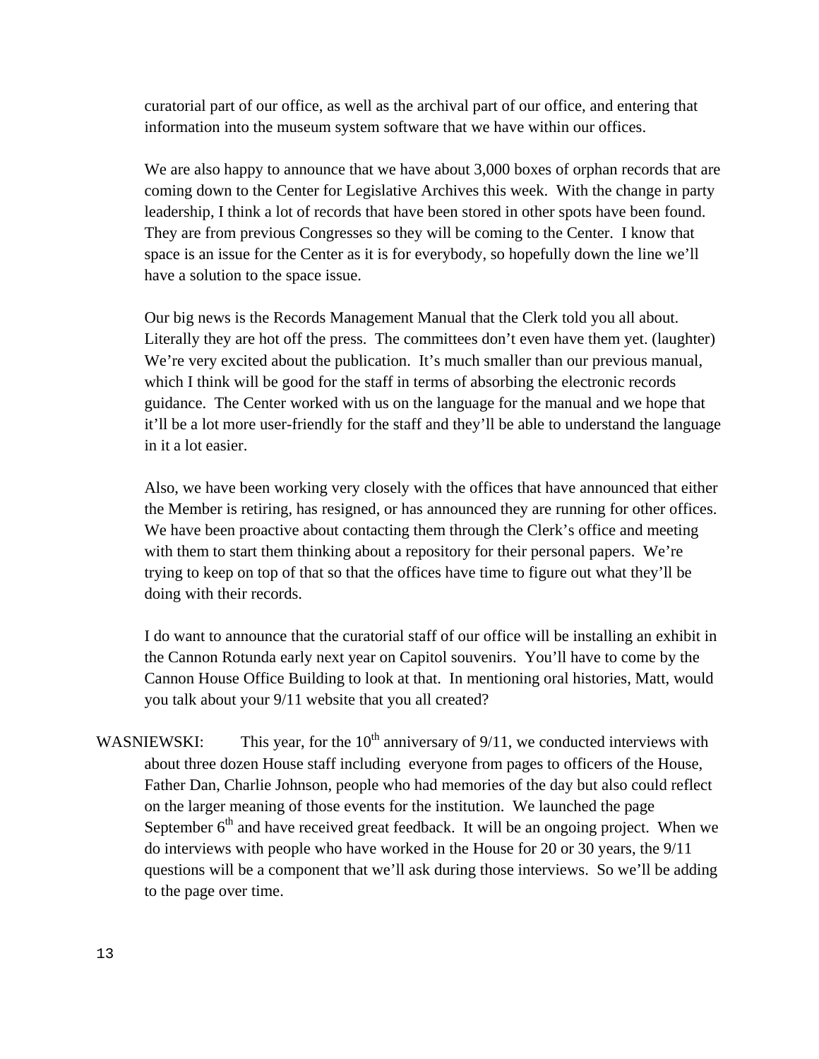curatorial part of our office, as well as the archival part of our office, and entering that information into the museum system software that we have within our offices.

We are also happy to announce that we have about 3,000 boxes of orphan records that are coming down to the Center for Legislative Archives this week. With the change in party leadership, I think a lot of records that have been stored in other spots have been found. They are from previous Congresses so they will be coming to the Center. I know that space is an issue for the Center as it is for everybody, so hopefully down the line we'll have a solution to the space issue.

Our big news is the Records Management Manual that the Clerk told you all about. Literally they are hot off the press. The committees don't even have them yet. (laughter) We're very excited about the publication. It's much smaller than our previous manual, which I think will be good for the staff in terms of absorbing the electronic records guidance. The Center worked with us on the language for the manual and we hope that it'll be a lot more user-friendly for the staff and they'll be able to understand the language in it a lot easier.

Also, we have been working very closely with the offices that have announced that either the Member is retiring, has resigned, or has announced they are running for other offices. We have been proactive about contacting them through the Clerk's office and meeting with them to start them thinking about a repository for their personal papers. We're trying to keep on top of that so that the offices have time to figure out what they'll be doing with their records.

I do want to announce that the curatorial staff of our office will be installing an exhibit in the Cannon Rotunda early next year on Capitol souvenirs. You'll have to come by the Cannon House Office Building to look at that. In mentioning oral histories, Matt, would you talk about your 9/11 website that you all created?

WASNIEWSKI: This year, for the 10th anniversary of 9/11, we conducted interviews with about three dozen House staff including everyone from pages to officers of the House, Father Dan, Charlie Johnson, people who had memories of the day but also could reflect on the larger meaning of those events for the institution. We launched the page September 6th and have received great feedback. It will be an ongoing project. When we do interviews with people who have worked in the House for 20 or 30 years, the 9/11 questions will be a component that we'll ask during those interviews. So we'll be adding to the page over time.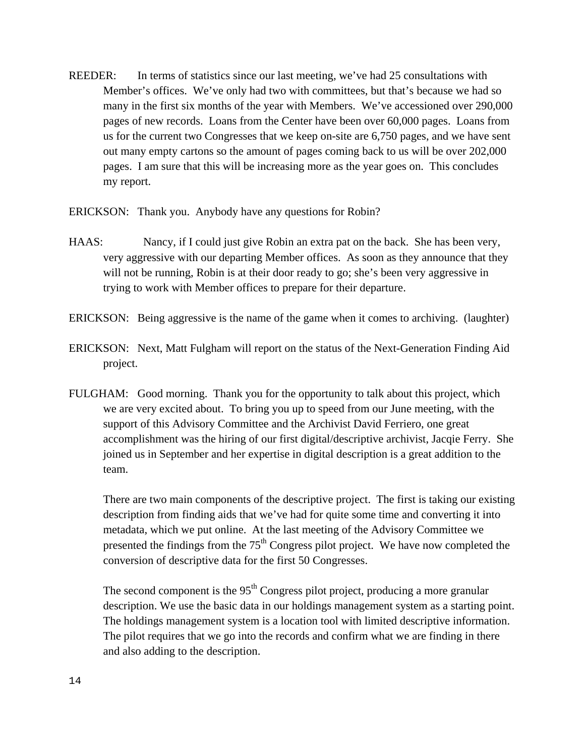REEDER: In terms of statistics since our last meeting, we've had 25 consultations with Member's offices. We've only had two with committees, but that's because we had so many in the first six months of the year with Members. We've accessioned over 290,000 pages of new records. Loans from the Center have been over 60,000 pages. Loans from us for the current two Congresses that we keep on-site are 6,750 pages, and we have sent out many empty cartons so the amount of pages coming back to us will be over 202,000 pages. I am sure that this will be increasing more as the year goes on. This concludes my report.

ERICKSON: Thank you. Anybody have any questions for Robin?

HAAS: Nancy, if I could just give Robin an extra pat on the back. She has been very, very aggressive with our departing Member offices. As soon as they announce that they will not be running, Robin is at their door ready to go; she's been very aggressive in trying to work with Member offices to prepare for their departure.

ERICKSON: Being aggressive is the name of the game when it comes to archiving. (laughter)

ERICKSON: Next, Matt Fulgham will report on the status of the Next-Generation Finding Aid project.

FULGHAM: Good morning. Thank you for the opportunity to talk about this project, which we are very excited about. To bring you up to speed from our June meeting, with the support of this Advisory Committee and the Archivist David Ferriero, one great accomplishment was the hiring of our first digital/descriptive archivist, Jacqie Ferry. She joined us in September and her expertise in digital description is a great addition to the team.

There are two main components of the descriptive project. The first is taking our existing description from finding aids that we've had for quite some time and converting it into metadata, which we put online. At the last meeting of the Advisory Committee we presented the findings from the 75th Congress pilot project. We have now completed the conversion of descriptive data for the first 50 Congresses.

The second component is the 95th Congress pilot project, producing a more granular description. We use the basic data in our holdings management system as a starting point. The holdings management system is a location tool with limited descriptive information. The pilot requires that we go into the records and confirm what we are finding in there and also adding to the description.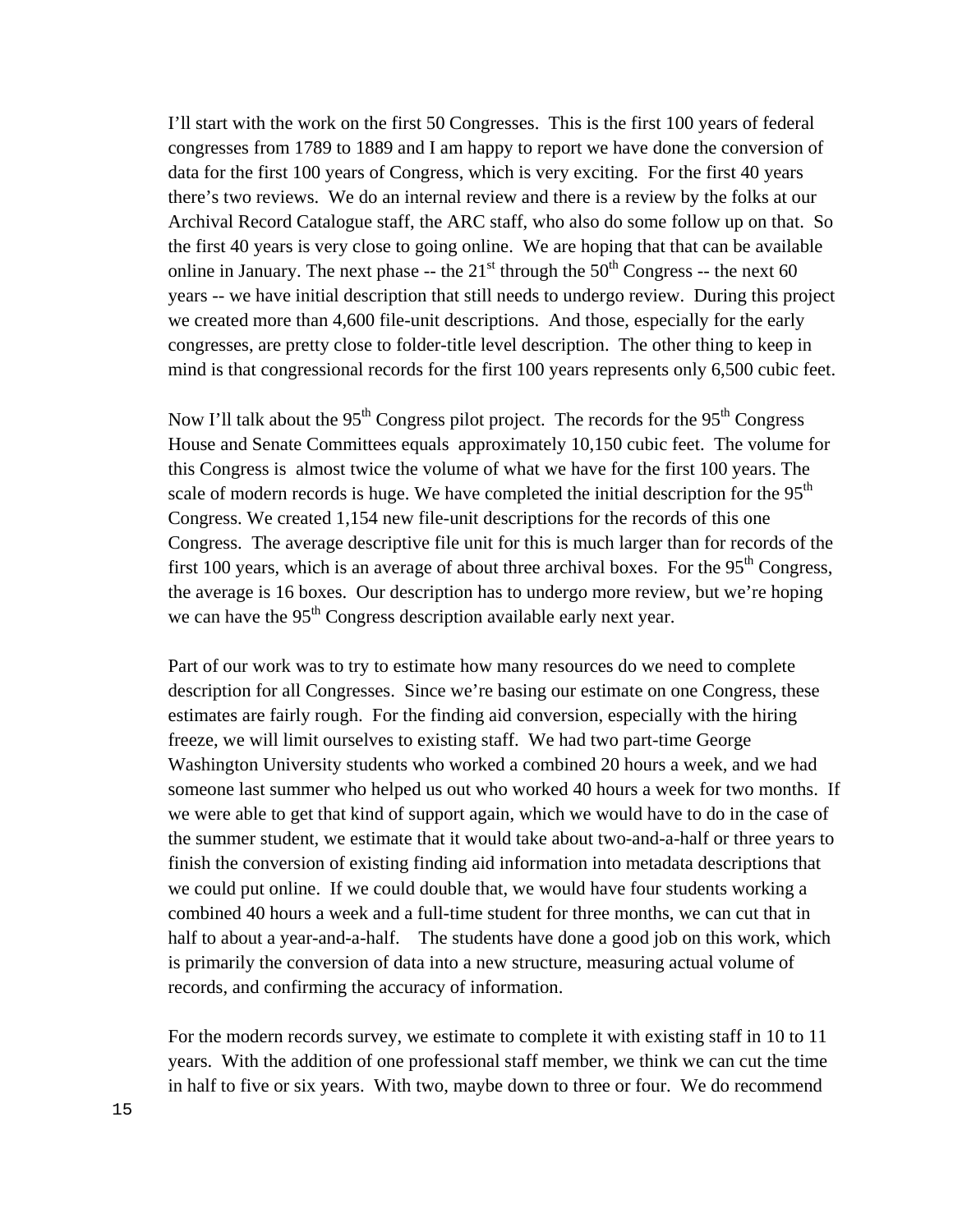I'll start with the work on the first 50 Congresses. This is the first 100 years of federal congresses from 1789 to 1889 and I am happy to report we have done the conversion of data for the first 100 years of Congress, which is very exciting. For the first 40 years there's two reviews. We do an internal review and there is a review by the folks at our Archival Record Catalogue staff, the ARC staff, who also do some follow up on that. So the first 40 years is very close to going online. We are hoping that that can be available online in January. The next phase -- the 21st through the 50th Congress -- the next 60 years -- we have initial description that still needs to undergo review. During this project we created more than 4,600 file-unit descriptions. And those, especially for the early congresses, are pretty close to folder-title level description. The other thing to keep in mind is that congressional records for the first 100 years represents only 6,500 cubic feet.

Now I'll talk about the 95th Congress pilot project. The records for the 95th Congress House and Senate Committees equals approximately 10,150 cubic feet. The volume for this Congress is almost twice the volume of what we have for the first 100 years. The scale of modern records is huge. We have completed the initial description for the 95th Congress. We created 1,154 new file-unit descriptions for the records of this one Congress. The average descriptive file unit for this is much larger than for records of the first 100 years, which is an average of about three archival boxes. For the 95th Congress, the average is 16 boxes. Our description has to undergo more review, but we're hoping we can have the 95th Congress description available early next year.

Part of our work was to try to estimate how many resources do we need to complete description for all Congresses. Since we're basing our estimate on one Congress, these estimates are fairly rough. For the finding aid conversion, especially with the hiring freeze, we will limit ourselves to existing staff. We had two part-time George Washington University students who worked a combined 20 hours a week, and we had someone last summer who helped us out who worked 40 hours a week for two months. If we were able to get that kind of support again, which we would have to do in the case of the summer student, we estimate that it would take about two-and-a-half or three years to finish the conversion of existing finding aid information into metadata descriptions that we could put online. If we could double that, we would have four students working a combined 40 hours a week and a full-time student for three months, we can cut that in half to about a year-and-a-half. The students have done a good job on this work, which is primarily the conversion of data into a new structure, measuring actual volume of records, and confirming the accuracy of information.

For the modern records survey, we estimate to complete it with existing staff in 10 to 11 years. With the addition of one professional staff member, we think we can cut the time in half to five or six years. With two, maybe down to three or four. We do recommend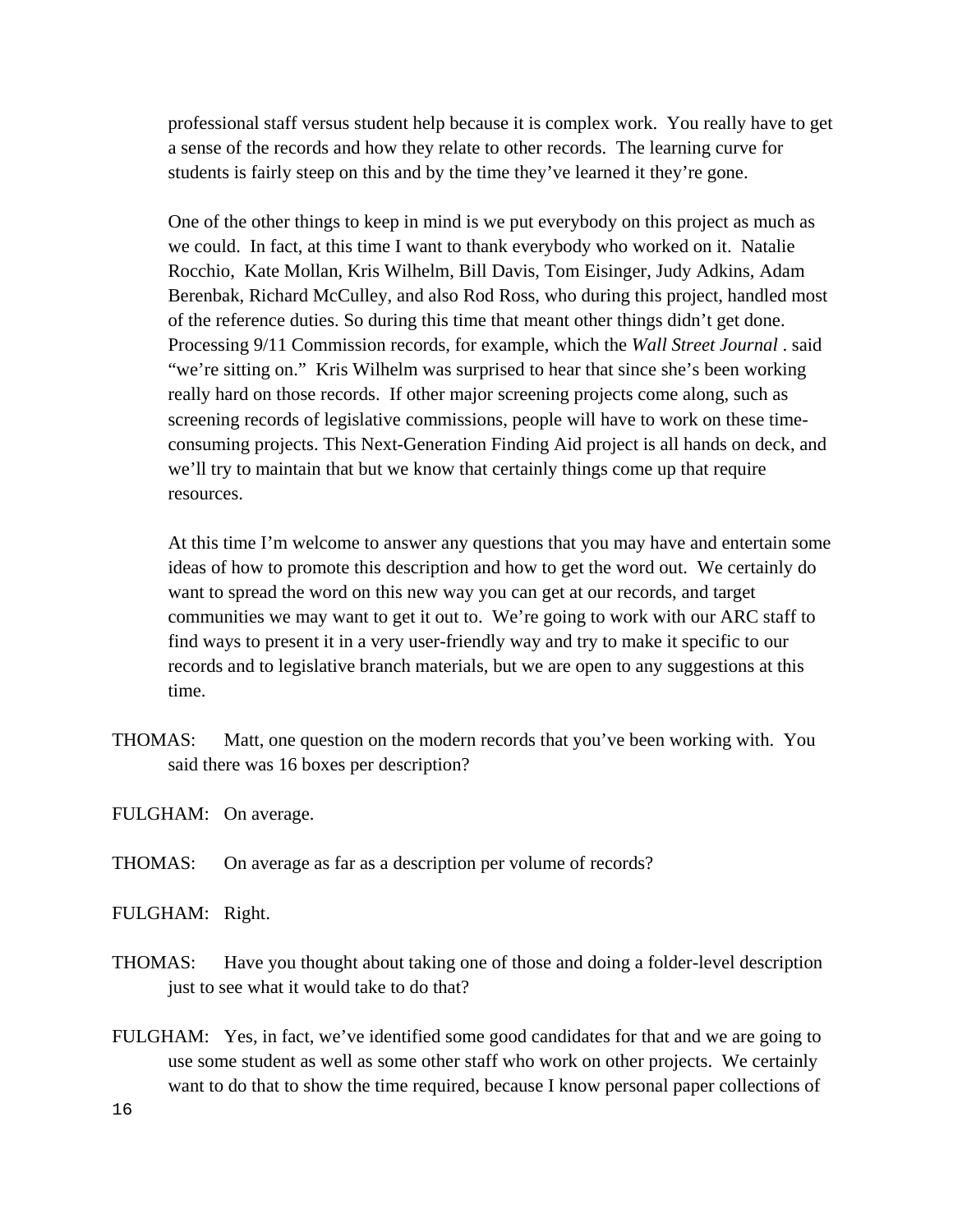professional staff versus student help because it is complex work. You really have to get a sense of the records and how they relate to other records. The learning curve for students is fairly steep on this and by the time they've learned it they're gone.

One of the other things to keep in mind is we put everybody on this project as much as we could. In fact, at this time I want to thank everybody who worked on it. Natalie Rocchio, Kate Mollan, Kris Wilhelm, Bill Davis, Tom Eisinger, Judy Adkins, Adam Berenbak, Richard McCulley, and also Rod Ross, who during this project, handled most of the reference duties. So during this time that meant other things didn't get done. Processing 9/11 Commission records, for example, which the *Wall Street Journal* . said "we're sitting on." Kris Wilhelm was surprised to hear that since she's been working really hard on those records. If other major screening projects come along, such as screening records of legislative commissions, people will have to work on these time-consuming projects. This Next-Generation Finding Aid project is all hands on deck, and we'll try to maintain that but we know that certainly things come up that require resources.

At this time I'm welcome to answer any questions that you may have and entertain some ideas of how to promote this description and how to get the word out. We certainly do want to spread the word on this new way you can get at our records, and target communities we may want to get it out to. We're going to work with our ARC staff to find ways to present it in a very user-friendly way and try to make it specific to our records and to legislative branch materials, but we are open to any suggestions at this time.

THOMAS: Matt, one question on the modern records that you've been working with. You said there was 16 boxes per description?

FULGHAM: On average.

THOMAS: On average as far as a description per volume of records?

FULGHAM: Right.

THOMAS: Have you thought about taking one of those and doing a folder-level description just to see what it would take to do that?

FULGHAM: Yes, in fact, we've identified some good candidates for that and we are going to use some student as well as some other staff who work on other projects. We certainly want to do that to show the time required, because I know personal paper collections of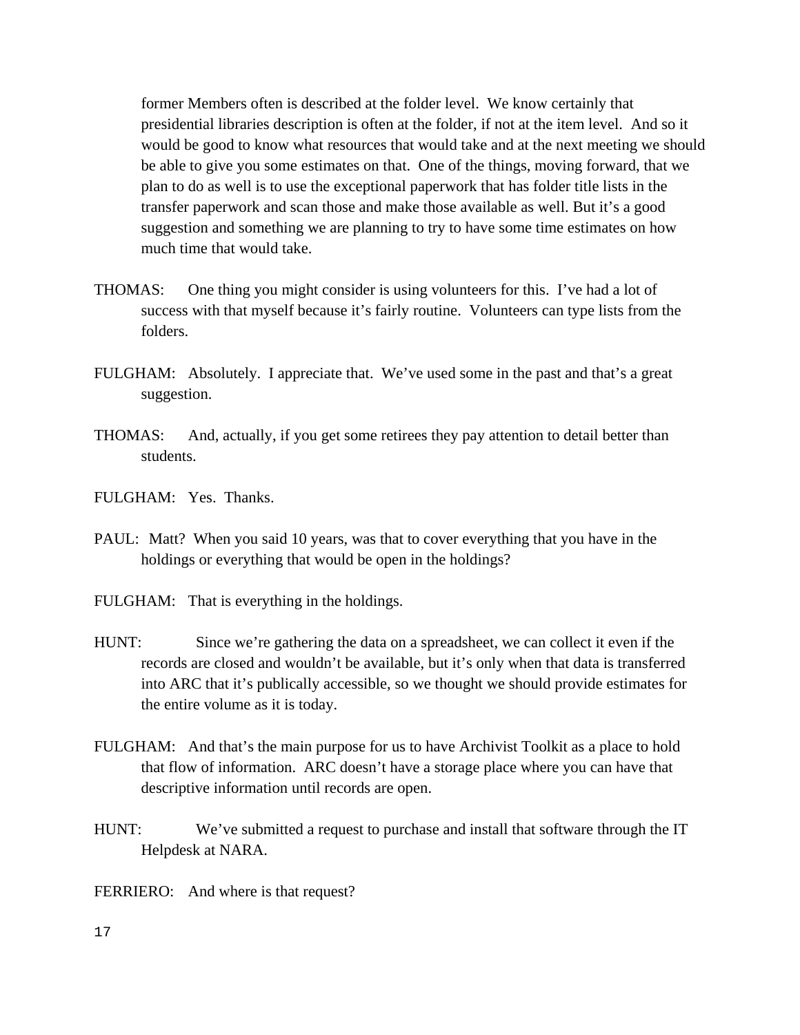former Members often is described at the folder level. We know certainly that presidential libraries description is often at the folder, if not at the item level. And so it would be good to know what resources that would take and at the next meeting we should be able to give you some estimates on that. One of the things, moving forward, that we plan to do as well is to use the exceptional paperwork that has folder title lists in the transfer paperwork and scan those and make those available as well. But it's a good suggestion and something we are planning to try to have some time estimates on how much time that would take.

THOMAS: One thing you might consider is using volunteers for this. I've had a lot of success with that myself because it's fairly routine. Volunteers can type lists from the folders.

FULGHAM: Absolutely. I appreciate that. We've used some in the past and that's a great suggestion.

THOMAS: And, actually, if you get some retirees they pay attention to detail better than students.

FULGHAM: Yes. Thanks.

PAUL: Matt? When you said 10 years, was that to cover everything that you have in the holdings or everything that would be open in the holdings?

FULGHAM: That is everything in the holdings.

HUNT: Since we're gathering the data on a spreadsheet, we can collect it even if the records are closed and wouldn't be available, but it's only when that data is transferred into ARC that it's publically accessible, so we thought we should provide estimates for the entire volume as it is today.

FULGHAM: And that's the main purpose for us to have Archivist Toolkit as a place to hold that flow of information. ARC doesn't have a storage place where you can have that descriptive information until records are open.

HUNT: We've submitted a request to purchase and install that software through the IT Helpdesk at NARA.

FERRIERO: And where is that request?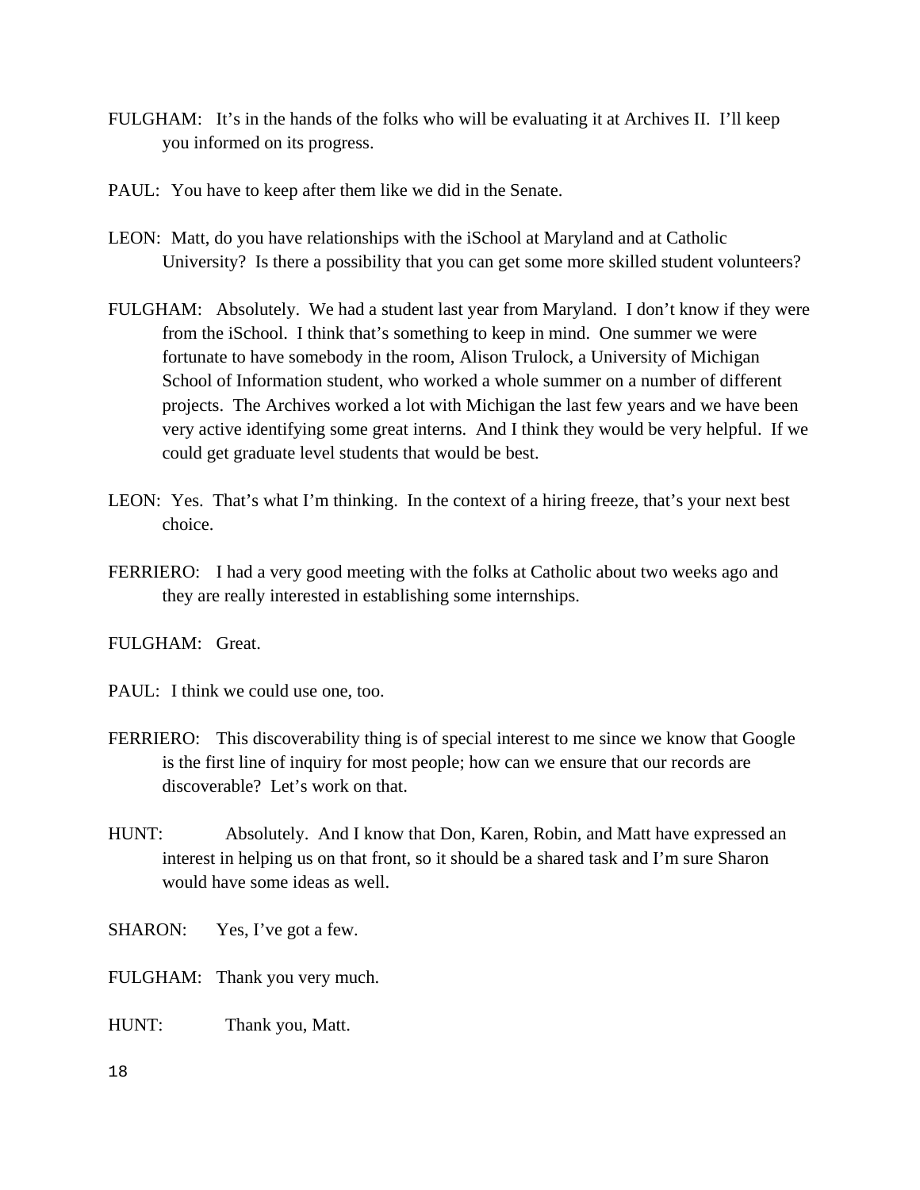FULGHAM: It's in the hands of the folks who will be evaluating it at Archives II. I'll keep you informed on its progress.

PAUL: You have to keep after them like we did in the Senate.

LEON: Matt, do you have relationships with the iSchool at Maryland and at Catholic University? Is there a possibility that you can get some more skilled student volunteers?

FULGHAM: Absolutely. We had a student last year from Maryland. I don't know if they were from the iSchool. I think that's something to keep in mind. One summer we were fortunate to have somebody in the room, Alison Trulock, a University of Michigan School of Information student, who worked a whole summer on a number of different projects. The Archives worked a lot with Michigan the last few years and we have been very active identifying some great interns. And I think they would be very helpful. If we could get graduate level students that would be best.

LEON: Yes. That's what I'm thinking. In the context of a hiring freeze, that's your next best choice.

FERRIERO: I had a very good meeting with the folks at Catholic about two weeks ago and they are really interested in establishing some internships.

FULGHAM: Great.

PAUL: I think we could use one, too.

FERRIERO: This discoverability thing is of special interest to me since we know that Google is the first line of inquiry for most people; how can we ensure that our records are discoverable? Let's work on that.

HUNT: Absolutely. And I know that Don, Karen, Robin, and Matt have expressed an interest in helping us on that front, so it should be a shared task and I'm sure Sharon would have some ideas as well.

SHARON: Yes, I've got a few.

FULGHAM: Thank you very much.

HUNT: Thank you, Matt.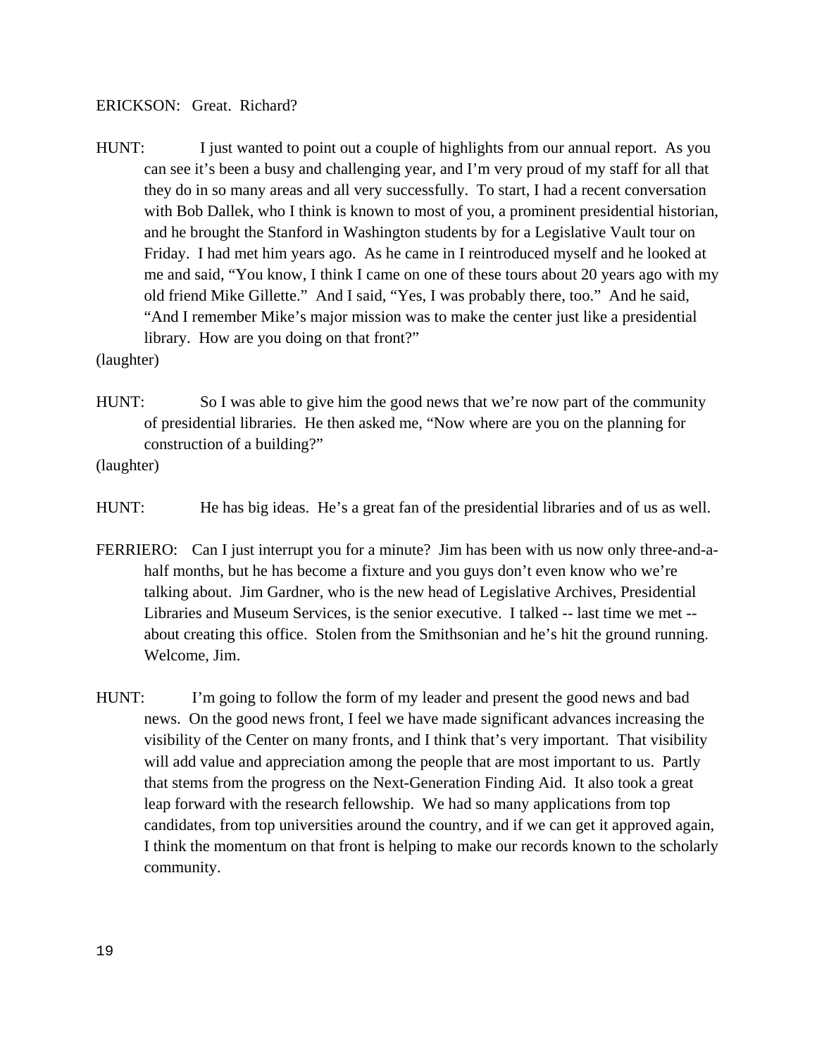ERICKSON: Great. Richard?

HUNT: I just wanted to point out a couple of highlights from our annual report. As you can see it's been a busy and challenging year, and I'm very proud of my staff for all that they do in so many areas and all very successfully. To start, I had a recent conversation with Bob Dallek, who I think is known to most of you, a prominent presidential historian, and he brought the Stanford in Washington students by for a Legislative Vault tour on Friday. I had met him years ago. As he came in I reintroduced myself and he looked at me and said, "You know, I think I came on one of these tours about 20 years ago with my old friend Mike Gillette." And I said, "Yes, I was probably there, too." And he said, "And I remember Mike's major mission was to make the center just like a presidential library. How are you doing on that front?"

(laughter)

HUNT: So I was able to give him the good news that we're now part of the community of presidential libraries. He then asked me, "Now where are you on the planning for construction of a building?"

(laughter)

HUNT: He has big ideas. He's a great fan of the presidential libraries and of us as well.

FERRIERO: Can I just interrupt you for a minute? Jim has been with us now only three-and-a-half months, but he has become a fixture and you guys don't even know who we're talking about. Jim Gardner, who is the new head of Legislative Archives, Presidential Libraries and Museum Services, is the senior executive. I talked -- last time we met -- about creating this office. Stolen from the Smithsonian and he's hit the ground running. Welcome, Jim.

HUNT: I'm going to follow the form of my leader and present the good news and bad news. On the good news front, I feel we have made significant advances increasing the visibility of the Center on many fronts, and I think that's very important. That visibility will add value and appreciation among the people that are most important to us. Partly that stems from the progress on the Next-Generation Finding Aid. It also took a great leap forward with the research fellowship. We had so many applications from top candidates, from top universities around the country, and if we can get it approved again, I think the momentum on that front is helping to make our records known to the scholarly community.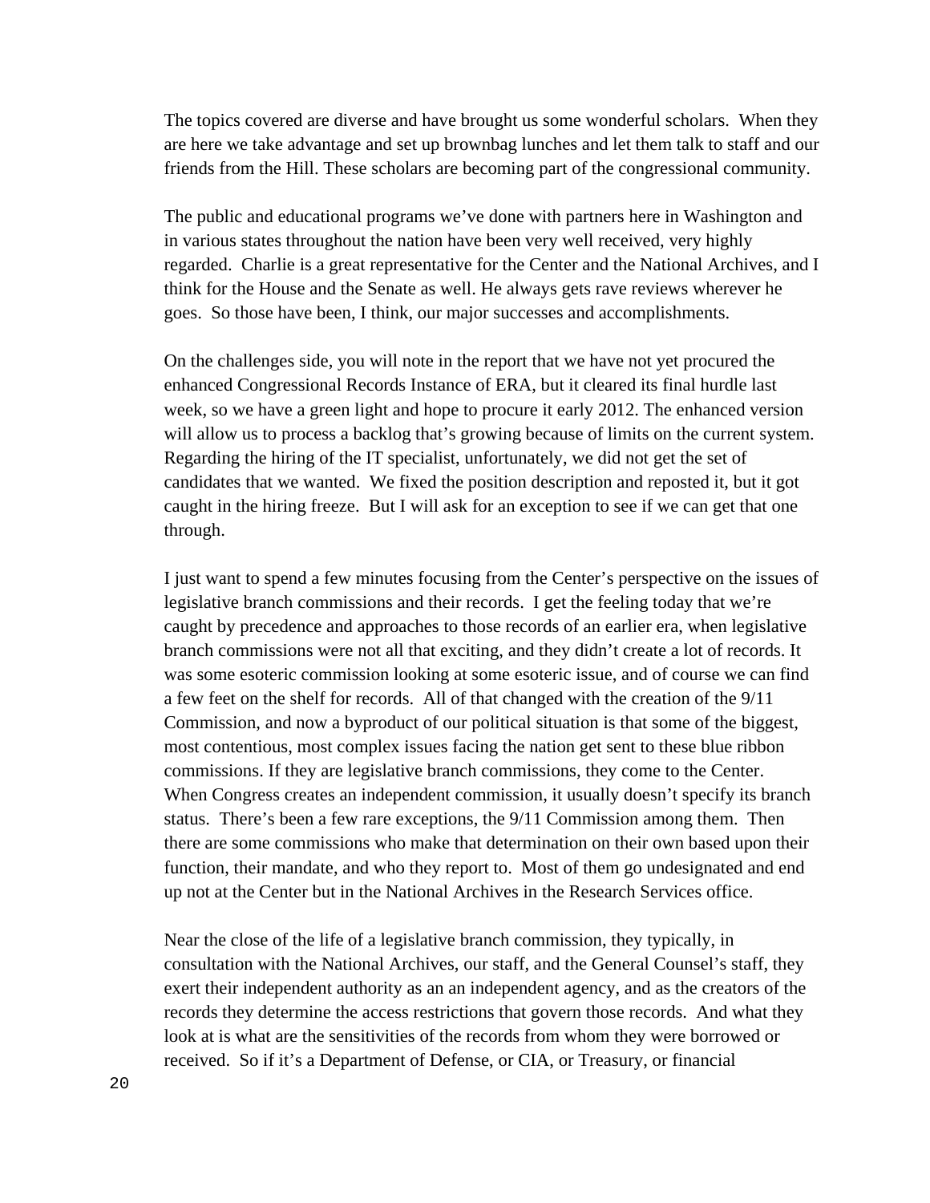The topics covered are diverse and have brought us some wonderful scholars. When they are here we take advantage and set up brownbag lunches and let them talk to staff and our friends from the Hill. These scholars are becoming part of the congressional community.

The public and educational programs we've done with partners here in Washington and in various states throughout the nation have been very well received, very highly regarded. Charlie is a great representative for the Center and the National Archives, and I think for the House and the Senate as well. He always gets rave reviews wherever he goes. So those have been, I think, our major successes and accomplishments.

On the challenges side, you will note in the report that we have not yet procured the enhanced Congressional Records Instance of ERA, but it cleared its final hurdle last week, so we have a green light and hope to procure it early 2012. The enhanced version will allow us to process a backlog that's growing because of limits on the current system. Regarding the hiring of the IT specialist, unfortunately, we did not get the set of candidates that we wanted. We fixed the position description and reposted it, but it got caught in the hiring freeze. But I will ask for an exception to see if we can get that one through.

I just want to spend a few minutes focusing from the Center's perspective on the issues of legislative branch commissions and their records. I get the feeling today that we're caught by precedence and approaches to those records of an earlier era, when legislative branch commissions were not all that exciting, and they didn't create a lot of records. It was some esoteric commission looking at some esoteric issue, and of course we can find a few feet on the shelf for records. All of that changed with the creation of the 9/11 Commission, and now a byproduct of our political situation is that some of the biggest, most contentious, most complex issues facing the nation get sent to these blue ribbon commissions. If they are legislative branch commissions, they come to the Center. When Congress creates an independent commission, it usually doesn't specify its branch status. There's been a few rare exceptions, the 9/11 Commission among them. Then there are some commissions who make that determination on their own based upon their function, their mandate, and who they report to. Most of them go undesignated and end up not at the Center but in the National Archives in the Research Services office.

Near the close of the life of a legislative branch commission, they typically, in consultation with the National Archives, our staff, and the General Counsel's staff, they exert their independent authority as an an independent agency, and as the creators of the records they determine the access restrictions that govern those records. And what they look at is what are the sensitivities of the records from whom they were borrowed or received. So if it's a Department of Defense, or CIA, or Treasury, or financial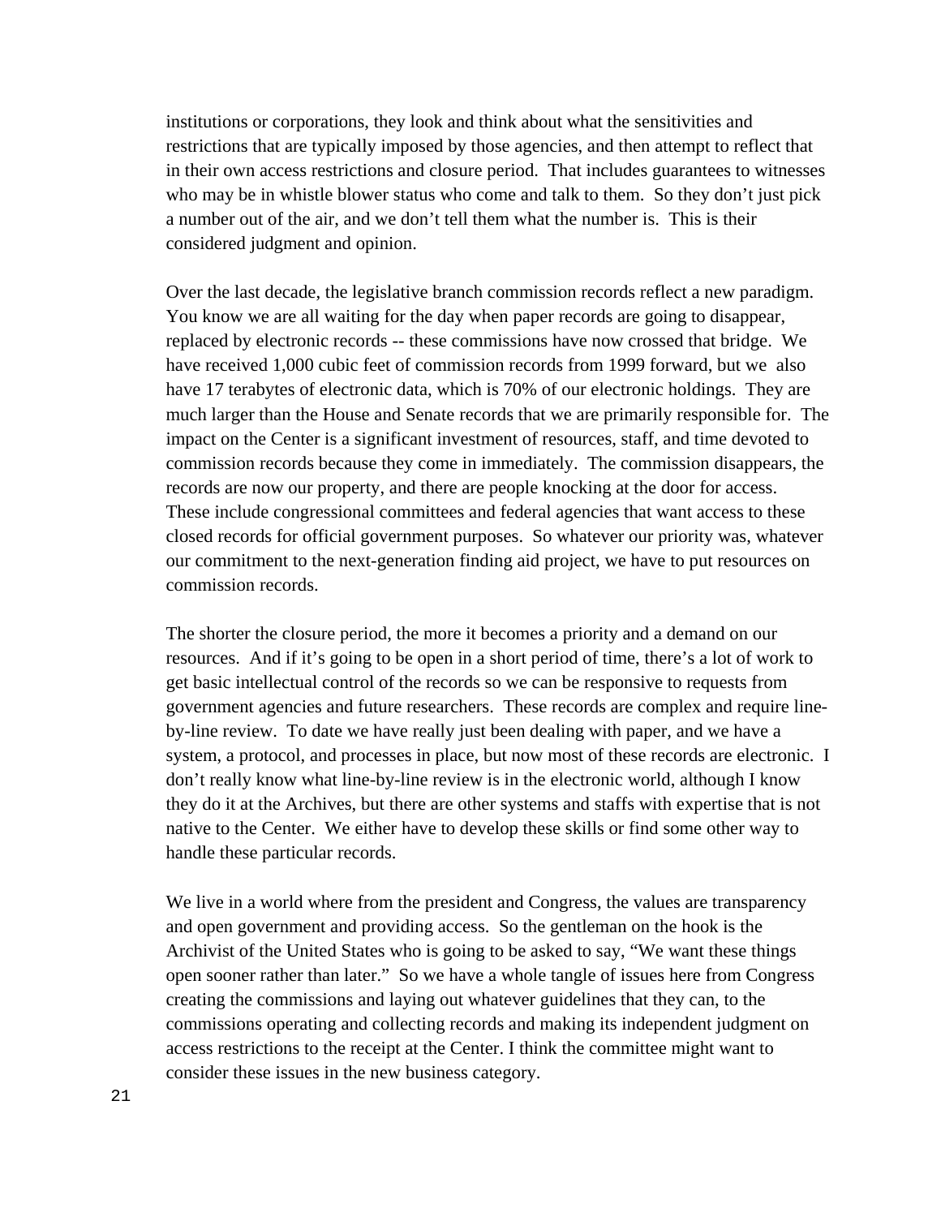institutions or corporations, they look and think about what the sensitivities and restrictions that are typically imposed by those agencies, and then attempt to reflect that in their own access restrictions and closure period. That includes guarantees to witnesses who may be in whistle blower status who come and talk to them. So they don't just pick a number out of the air, and we don't tell them what the number is. This is their considered judgment and opinion.

Over the last decade, the legislative branch commission records reflect a new paradigm. You know we are all waiting for the day when paper records are going to disappear, replaced by electronic records -- these commissions have now crossed that bridge. We have received 1,000 cubic feet of commission records from 1999 forward, but we also have 17 terabytes of electronic data, which is 70% of our electronic holdings. They are much larger than the House and Senate records that we are primarily responsible for. The impact on the Center is a significant investment of resources, staff, and time devoted to commission records because they come in immediately. The commission disappears, the records are now our property, and there are people knocking at the door for access. These include congressional committees and federal agencies that want access to these closed records for official government purposes. So whatever our priority was, whatever our commitment to the next-generation finding aid project, we have to put resources on commission records.

The shorter the closure period, the more it becomes a priority and a demand on our resources. And if it's going to be open in a short period of time, there's a lot of work to get basic intellectual control of the records so we can be responsive to requests from government agencies and future researchers. These records are complex and require line-by-line review. To date we have really just been dealing with paper, and we have a system, a protocol, and processes in place, but now most of these records are electronic. I don't really know what line-by-line review is in the electronic world, although I know they do it at the Archives, but there are other systems and staffs with expertise that is not native to the Center. We either have to develop these skills or find some other way to handle these particular records.

We live in a world where from the president and Congress, the values are transparency and open government and providing access. So the gentleman on the hook is the Archivist of the United States who is going to be asked to say, "We want these things open sooner rather than later." So we have a whole tangle of issues here from Congress creating the commissions and laying out whatever guidelines that they can, to the commissions operating and collecting records and making its independent judgment on access restrictions to the receipt at the Center. I think the committee might want to consider these issues in the new business category.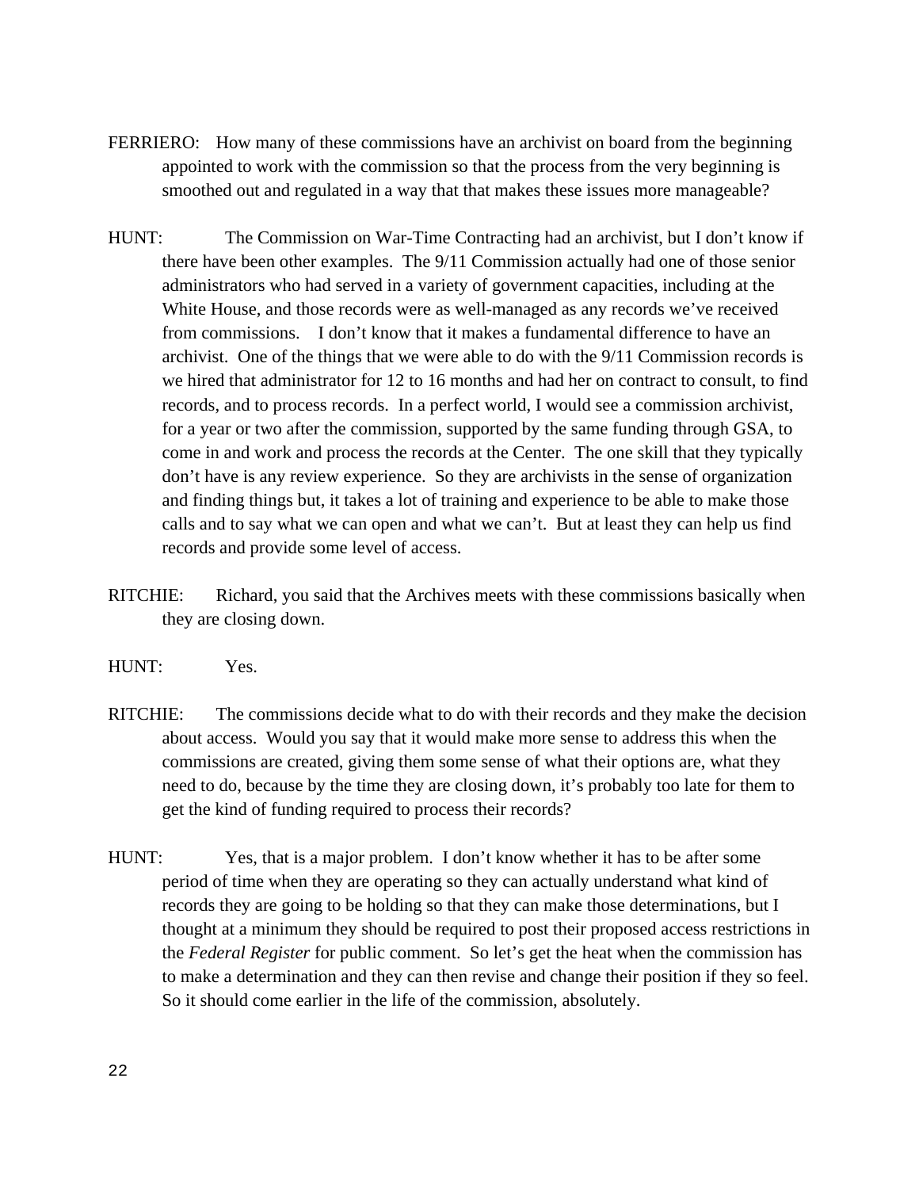FERRIERO: How many of these commissions have an archivist on board from the beginning appointed to work with the commission so that the process from the very beginning is smoothed out and regulated in a way that that makes these issues more manageable?

HUNT: The Commission on War-Time Contracting had an archivist, but I don't know if there have been other examples. The 9/11 Commission actually had one of those senior administrators who had served in a variety of government capacities, including at the White House, and those records were as well-managed as any records we've received from commissions. I don't know that it makes a fundamental difference to have an archivist. One of the things that we were able to do with the 9/11 Commission records is we hired that administrator for 12 to 16 months and had her on contract to consult, to find records, and to process records. In a perfect world, I would see a commission archivist, for a year or two after the commission, supported by the same funding through GSA, to come in and work and process the records at the Center. The one skill that they typically don't have is any review experience. So they are archivists in the sense of organization and finding things but, it takes a lot of training and experience to be able to make those calls and to say what we can open and what we can't. But at least they can help us find records and provide some level of access.

RITCHIE: Richard, you said that the Archives meets with these commissions basically when they are closing down.

HUNT: Yes.

RITCHIE: The commissions decide what to do with their records and they make the decision about access. Would you say that it would make more sense to address this when the commissions are created, giving them some sense of what their options are, what they need to do, because by the time they are closing down, it's probably too late for them to get the kind of funding required to process their records?

HUNT: Yes, that is a major problem. I don't know whether it has to be after some period of time when they are operating so they can actually understand what kind of records they are going to be holding so that they can make those determinations, but I thought at a minimum they should be required to post their proposed access restrictions in the *Federal Register* for public comment. So let's get the heat when the commission has to make a determination and they can then revise and change their position if they so feel. So it should come earlier in the life of the commission, absolutely.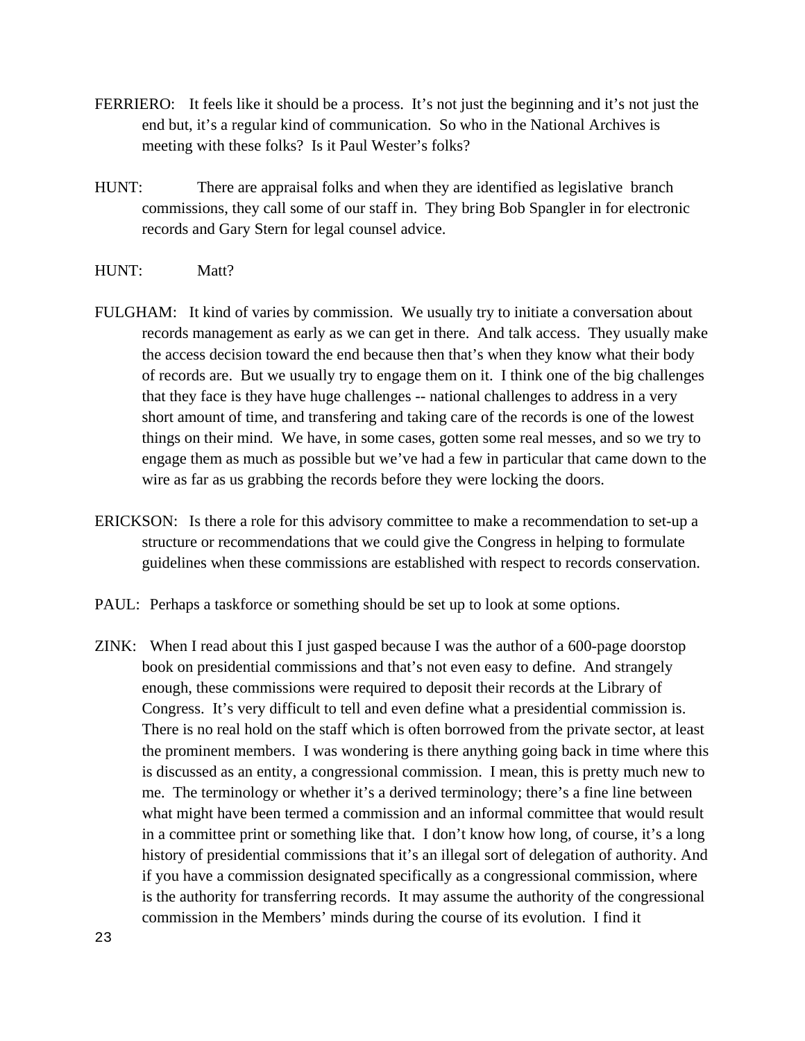FERRIERO: It feels like it should be a process. It's not just the beginning and it's not just the end but, it's a regular kind of communication. So who in the National Archives is meeting with these folks? Is it Paul Wester's folks?

HUNT: There are appraisal folks and when they are identified as legislative branch commissions, they call some of our staff in. They bring Bob Spangler in for electronic records and Gary Stern for legal counsel advice.

HUNT: Matt?

FULGHAM: It kind of varies by commission. We usually try to initiate a conversation about records management as early as we can get in there. And talk access. They usually make the access decision toward the end because then that's when they know what their body of records are. But we usually try to engage them on it. I think one of the big challenges that they face is they have huge challenges -- national challenges to address in a very short amount of time, and transfering and taking care of the records is one of the lowest things on their mind. We have, in some cases, gotten some real messes, and so we try to engage them as much as possible but we've had a few in particular that came down to the wire as far as us grabbing the records before they were locking the doors.

ERICKSON: Is there a role for this advisory committee to make a recommendation to set-up a structure or recommendations that we could give the Congress in helping to formulate guidelines when these commissions are established with respect to records conservation.

PAUL: Perhaps a taskforce or something should be set up to look at some options.

ZINK: When I read about this I just gasped because I was the author of a 600-page doorstop book on presidential commissions and that's not even easy to define. And strangely enough, these commissions were required to deposit their records at the Library of Congress. It's very difficult to tell and even define what a presidential commission is. There is no real hold on the staff which is often borrowed from the private sector, at least the prominent members. I was wondering is there anything going back in time where this is discussed as an entity, a congressional commission. I mean, this is pretty much new to me. The terminology or whether it's a derived terminology; there's a fine line between what might have been termed a commission and an informal committee that would result in a committee print or something like that. I don't know how long, of course, it's a long history of presidential commissions that it's an illegal sort of delegation of authority. And if you have a commission designated specifically as a congressional commission, where is the authority for transferring records. It may assume the authority of the congressional commission in the Members' minds during the course of its evolution. I find it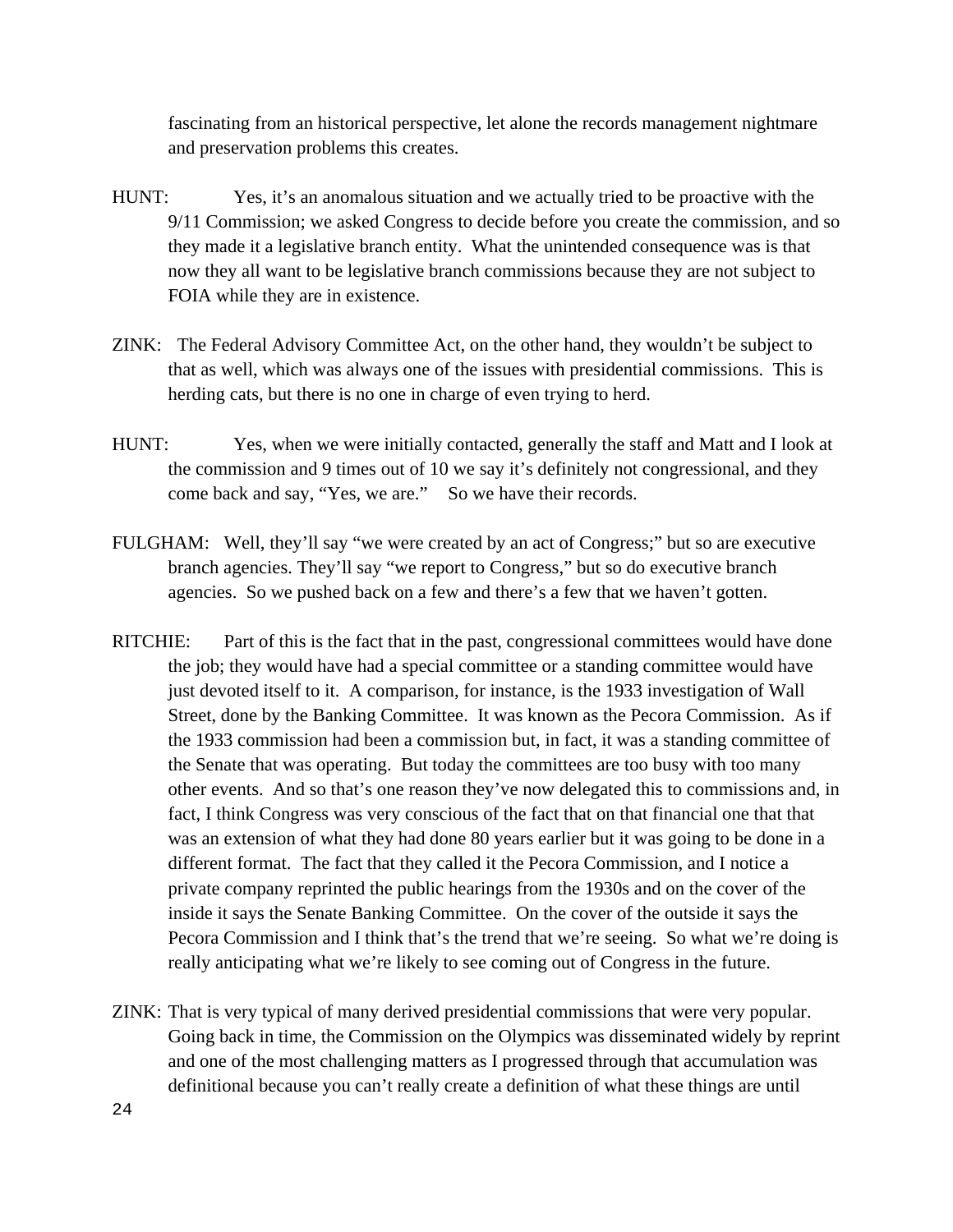fascinating from an historical perspective, let alone the records management nightmare and preservation problems this creates.

HUNT: Yes, it's an anomalous situation and we actually tried to be proactive with the 9/11 Commission; we asked Congress to decide before you create the commission, and so they made it a legislative branch entity. What the unintended consequence was is that now they all want to be legislative branch commissions because they are not subject to FOIA while they are in existence.

ZINK: The Federal Advisory Committee Act, on the other hand, they wouldn't be subject to that as well, which was always one of the issues with presidential commissions. This is herding cats, but there is no one in charge of even trying to herd.

HUNT: Yes, when we were initially contacted, generally the staff and Matt and I look at the commission and 9 times out of 10 we say it's definitely not congressional, and they come back and say, "Yes, we are." So we have their records.

FULGHAM: Well, they'll say "we were created by an act of Congress;" but so are executive branch agencies. They'll say "we report to Congress," but so do executive branch agencies. So we pushed back on a few and there's a few that we haven't gotten.

RITCHIE: Part of this is the fact that in the past, congressional committees would have done the job; they would have had a special committee or a standing committee would have just devoted itself to it. A comparison, for instance, is the 1933 investigation of Wall Street, done by the Banking Committee. It was known as the Pecora Commission. As if the 1933 commission had been a commission but, in fact, it was a standing committee of the Senate that was operating. But today the committees are too busy with too many other events. And so that's one reason they've now delegated this to commissions and, in fact, I think Congress was very conscious of the fact that on that financial one that that was an extension of what they had done 80 years earlier but it was going to be done in a different format. The fact that they called it the Pecora Commission, and I notice a private company reprinted the public hearings from the 1930s and on the cover of the inside it says the Senate Banking Committee. On the cover of the outside it says the Pecora Commission and I think that's the trend that we're seeing. So what we're doing is really anticipating what we're likely to see coming out of Congress in the future.

ZINK: That is very typical of many derived presidential commissions that were very popular. Going back in time, the Commission on the Olympics was disseminated widely by reprint and one of the most challenging matters as I progressed through that accumulation was definitional because you can't really create a definition of what these things are until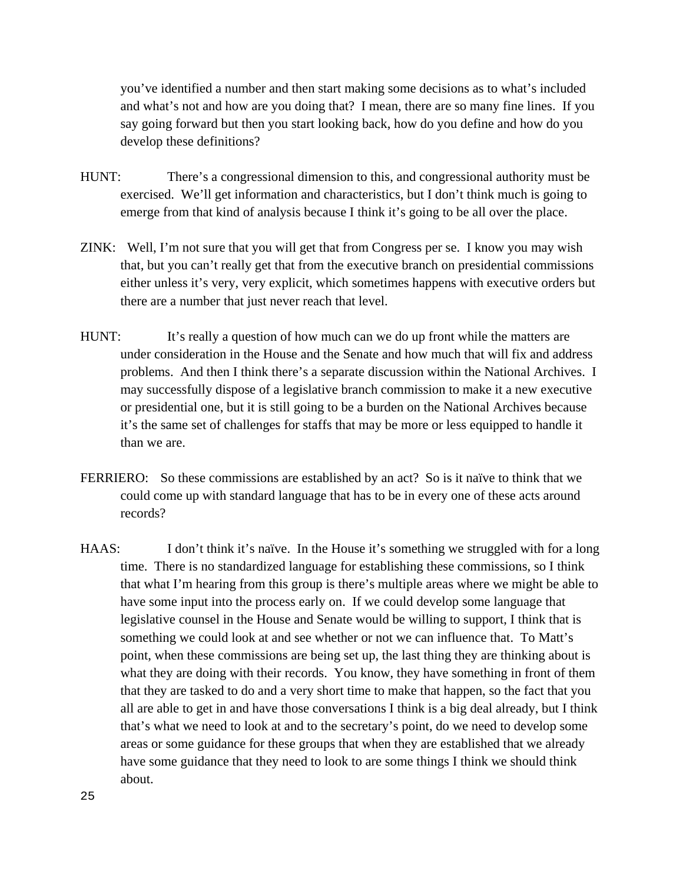you've identified a number and then start making some decisions as to what's included and what's not and how are you doing that? I mean, there are so many fine lines. If you say going forward but then you start looking back, how do you define and how do you develop these definitions?

HUNT: There's a congressional dimension to this, and congressional authority must be exercised. We'll get information and characteristics, but I don't think much is going to emerge from that kind of analysis because I think it's going to be all over the place.

ZINK: Well, I'm not sure that you will get that from Congress per se. I know you may wish that, but you can't really get that from the executive branch on presidential commissions either unless it's very, very explicit, which sometimes happens with executive orders but there are a number that just never reach that level.

HUNT: It's really a question of how much can we do up front while the matters are under consideration in the House and the Senate and how much that will fix and address problems. And then I think there's a separate discussion within the National Archives. I may successfully dispose of a legislative branch commission to make it a new executive or presidential one, but it is still going to be a burden on the National Archives because it's the same set of challenges for staffs that may be more or less equipped to handle it than we are.

FERRIERO: So these commissions are established by an act? So is it naïve to think that we could come up with standard language that has to be in every one of these acts around records?

HAAS: I don't think it's naïve. In the House it's something we struggled with for a long time. There is no standardized language for establishing these commissions, so I think that what I'm hearing from this group is there's multiple areas where we might be able to have some input into the process early on. If we could develop some language that legislative counsel in the House and Senate would be willing to support, I think that is something we could look at and see whether or not we can influence that. To Matt's point, when these commissions are being set up, the last thing they are thinking about is what they are doing with their records. You know, they have something in front of them that they are tasked to do and a very short time to make that happen, so the fact that you all are able to get in and have those conversations I think is a big deal already, but I think that's what we need to look at and to the secretary's point, do we need to develop some areas or some guidance for these groups that when they are established that we already have some guidance that they need to look to are some things I think we should think about.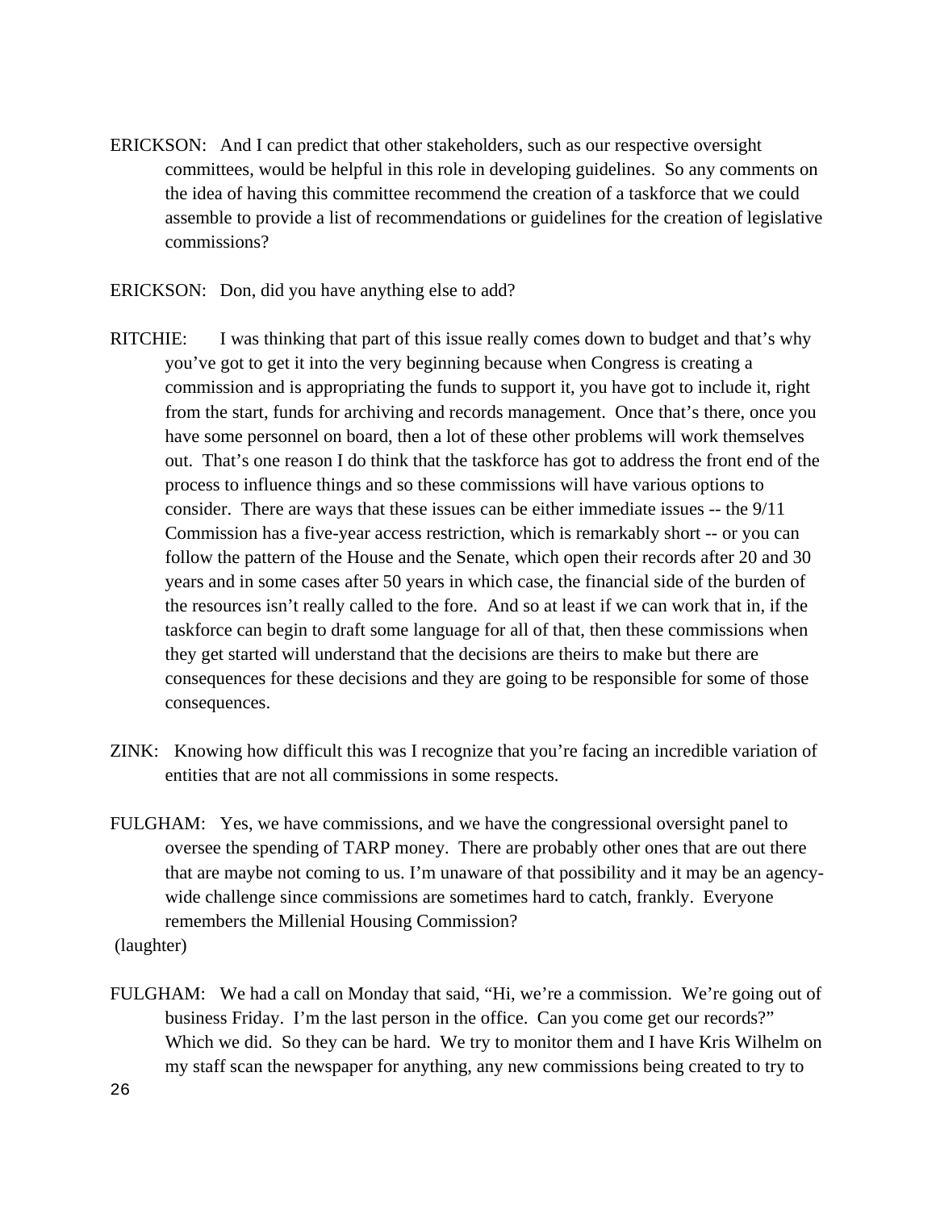ERICKSON: And I can predict that other stakeholders, such as our respective oversight committees, would be helpful in this role in developing guidelines. So any comments on the idea of having this committee recommend the creation of a taskforce that we could assemble to provide a list of recommendations or guidelines for the creation of legislative commissions?

ERICKSON: Don, did you have anything else to add?

RITCHIE: I was thinking that part of this issue really comes down to budget and that's why you've got to get it into the very beginning because when Congress is creating a commission and is appropriating the funds to support it, you have got to include it, right from the start, funds for archiving and records management. Once that's there, once you have some personnel on board, then a lot of these other problems will work themselves out. That's one reason I do think that the taskforce has got to address the front end of the process to influence things and so these commissions will have various options to consider. There are ways that these issues can be either immediate issues -- the 9/11 Commission has a five-year access restriction, which is remarkably short -- or you can follow the pattern of the House and the Senate, which open their records after 20 and 30 years and in some cases after 50 years in which case, the financial side of the burden of the resources isn't really called to the fore. And so at least if we can work that in, if the taskforce can begin to draft some language for all of that, then these commissions when they get started will understand that the decisions are theirs to make but there are consequences for these decisions and they are going to be responsible for some of those consequences.

ZINK: Knowing how difficult this was I recognize that you're facing an incredible variation of entities that are not all commissions in some respects.

FULGHAM: Yes, we have commissions, and we have the congressional oversight panel to oversee the spending of TARP money. There are probably other ones that are out there that are maybe not coming to us. I'm unaware of that possibility and it may be an agency-wide challenge since commissions are sometimes hard to catch, frankly. Everyone remembers the Millenial Housing Commission?

(laughter)

FULGHAM: We had a call on Monday that said, "Hi, we're a commission. We're going out of business Friday. I'm the last person in the office. Can you come get our records?" Which we did. So they can be hard. We try to monitor them and I have Kris Wilhelm on my staff scan the newspaper for anything, any new commissions being created to try to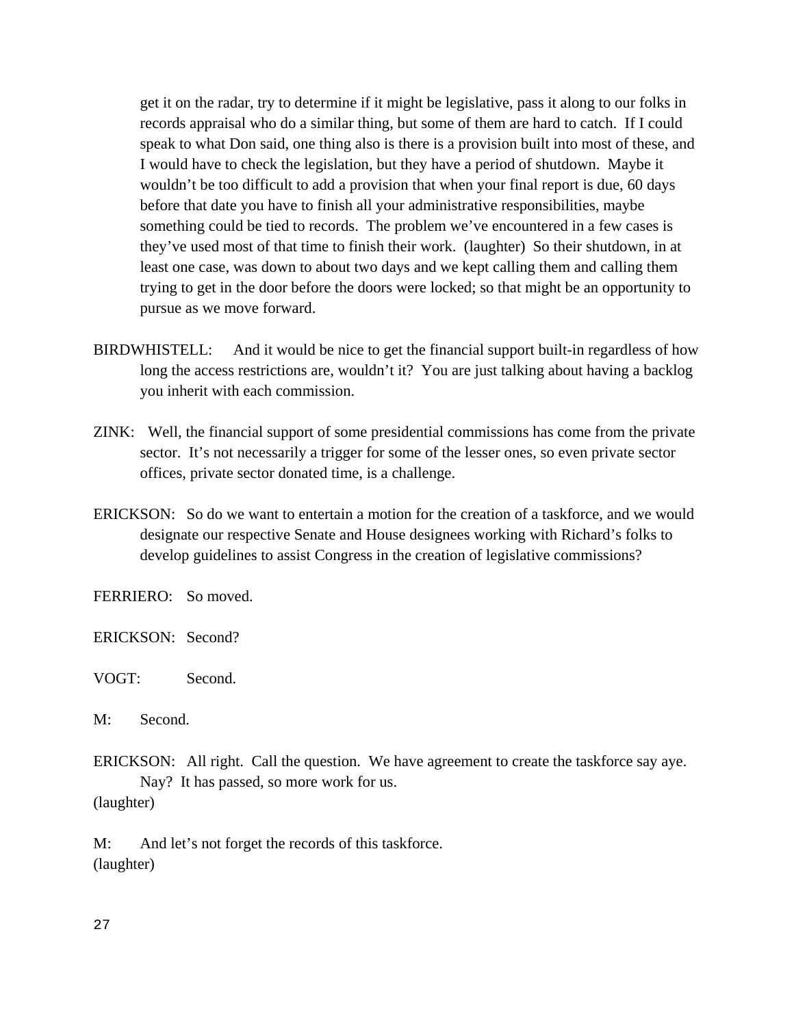get it on the radar, try to determine if it might be legislative, pass it along to our folks in records appraisal who do a similar thing, but some of them are hard to catch. If I could speak to what Don said, one thing also is there is a provision built into most of these, and I would have to check the legislation, but they have a period of shutdown. Maybe it wouldn't be too difficult to add a provision that when your final report is due, 60 days before that date you have to finish all your administrative responsibilities, maybe something could be tied to records. The problem we've encountered in a few cases is they've used most of that time to finish their work. (laughter) So their shutdown, in at least one case, was down to about two days and we kept calling them and calling them trying to get in the door before the doors were locked; so that might be an opportunity to pursue as we move forward.

BIRDWHISTELL: And it would be nice to get the financial support built-in regardless of how long the access restrictions are, wouldn't it? You are just talking about having a backlog you inherit with each commission.

ZINK: Well, the financial support of some presidential commissions has come from the private sector. It's not necessarily a trigger for some of the lesser ones, so even private sector offices, private sector donated time, is a challenge.

ERICKSON: So do we want to entertain a motion for the creation of a taskforce, and we would designate our respective Senate and House designees working with Richard's folks to develop guidelines to assist Congress in the creation of legislative commissions?

FERRIERO: So moved.

ERICKSON: Second?

VOGT: Second.

M: Second.

ERICKSON: All right. Call the question. We have agreement to create the taskforce say aye. Nay? It has passed, so more work for us.
(laughter)

M: And let's not forget the records of this taskforce.
(laughter)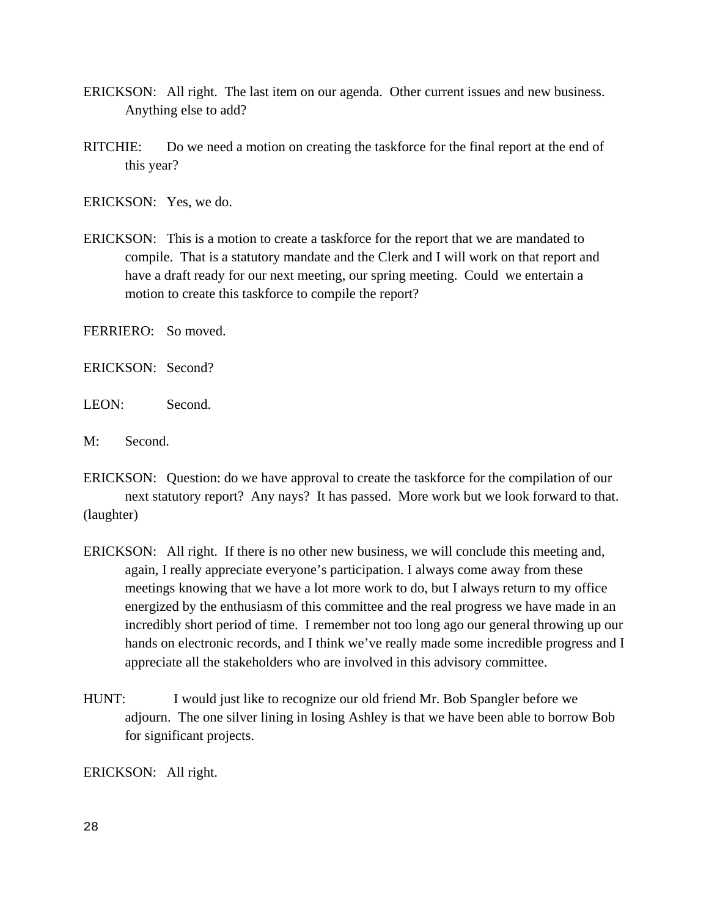ERICKSON: All right. The last item on our agenda. Other current issues and new business. Anything else to add?

RITCHIE: Do we need a motion on creating the taskforce for the final report at the end of this year?

ERICKSON: Yes, we do.

ERICKSON: This is a motion to create a taskforce for the report that we are mandated to compile. That is a statutory mandate and the Clerk and I will work on that report and have a draft ready for our next meeting, our spring meeting. Could we entertain a motion to create this taskforce to compile the report?

FERRIERO: So moved.

ERICKSON: Second?

LEON: Second.

M: Second.

ERICKSON: Question: do we have approval to create the taskforce for the compilation of our next statutory report? Any nays? It has passed. More work but we look forward to that. (laughter)

ERICKSON: All right. If there is no other new business, we will conclude this meeting and, again, I really appreciate everyone's participation. I always come away from these meetings knowing that we have a lot more work to do, but I always return to my office energized by the enthusiasm of this committee and the real progress we have made in an incredibly short period of time. I remember not too long ago our general throwing up our hands on electronic records, and I think we've really made some incredible progress and I appreciate all the stakeholders who are involved in this advisory committee.

HUNT: I would just like to recognize our old friend Mr. Bob Spangler before we adjourn. The one silver lining in losing Ashley is that we have been able to borrow Bob for significant projects.

ERICKSON: All right.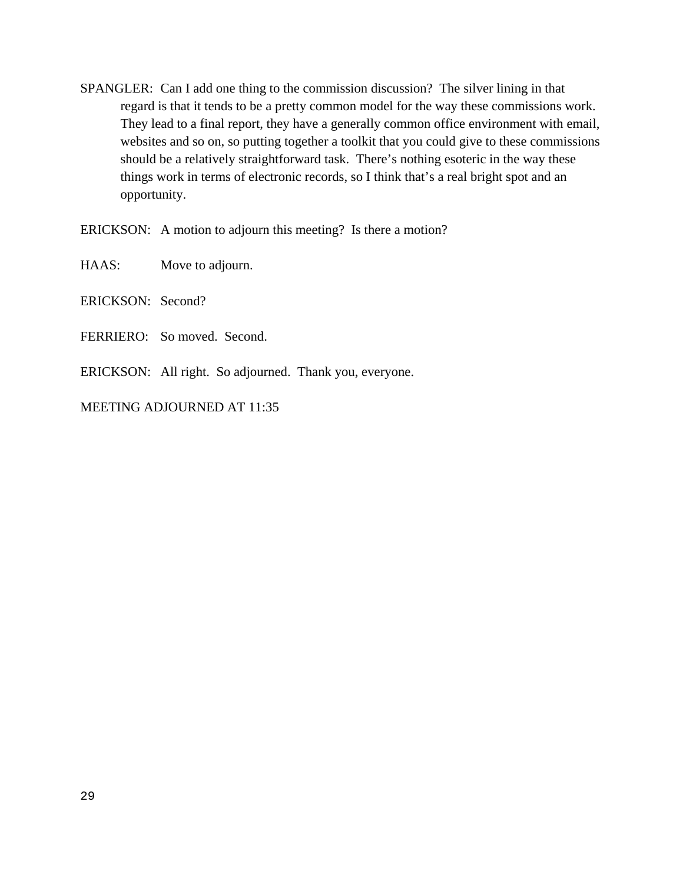SPANGLER: Can I add one thing to the commission discussion? The silver lining in that regard is that it tends to be a pretty common model for the way these commissions work. They lead to a final report, they have a generally common office environment with email, websites and so on, so putting together a toolkit that you could give to these commissions should be a relatively straightforward task. There's nothing esoteric in the way these things work in terms of electronic records, so I think that's a real bright spot and an opportunity.

ERICKSON: A motion to adjourn this meeting? Is there a motion?

HAAS: Move to adjourn.

ERICKSON: Second?

FERRIERO: So moved. Second.

ERICKSON: All right. So adjourned. Thank you, everyone.

MEETING ADJOURNED AT 11:35